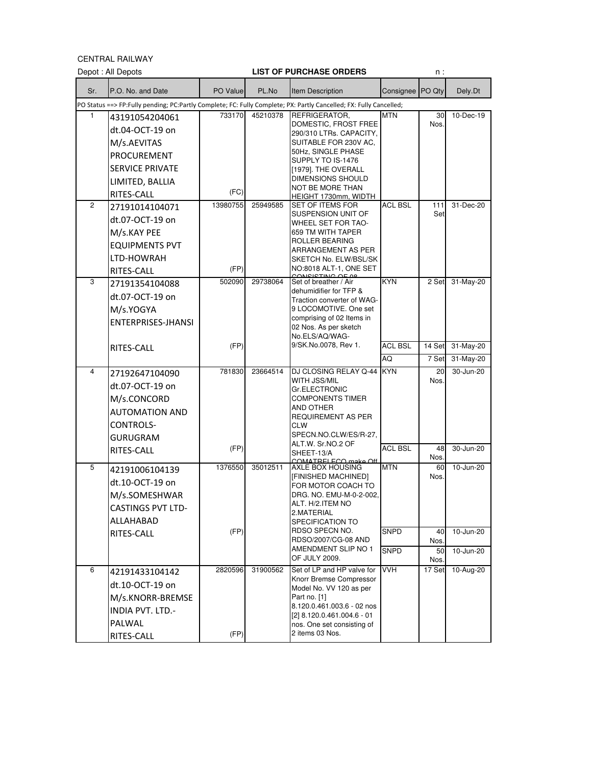CENTRAL RAILWAY

Depot : All Depots **LIST OF PURCHASE ORDERS** n :

| Sr. | P.O. No. and Date | PO Value | PL.No | Item Description | Consignee | PO Qty | Dely.Dt |
|---|---|---|---|---|---|---|---|
| PO Status ==> FP:Fully pending; PC:Partly Complete; FC: Fully Complete; PX: Partly Cancelled; FX: Fully Cancelled; | | | | | | | |
| 1 | 43191054204061 dt.04-OCT-19 on M/s.AEVITAS PROCUREMENT SERVICE PRIVATE LIMITED, BALLIA RITES-CALL | 733170 (FC) | 45210378 | REFRIGERATOR, DOMESTIC, FROST FREE 290/310 LTRs. CAPACITY, SUITABLE FOR 230V AC, 50Hz, SINGLE PHASE SUPPLY TO IS-1476 [1979]. THE OVERALL DIMENSIONS SHOULD NOT BE MORE THAN HEIGHT 1730mm, WIDTH | MTN | 30 Nos. | 10-Dec-19 |
| 2 | 27191014104071 dt.07-OCT-19 on M/s.KAY PEE EQUIPMENTS PVT LTD-HOWRAH RITES-CALL | 13980755 (FP) | 25949585 | SET OF ITEMS FOR SUSPENSION UNIT OF WHEEL SET FOR TAO-659 TM WITH TAPER ROLLER BEARING ARRANGEMENT AS PER SKETCH No. ELW/BSL/SK NO:8018 ALT-1, ONE SET CONSISTING OF 08 | ACL BSL | 111 Set | 31-Dec-20 |
| 3 | 27191354104088 dt.07-OCT-19 on M/s.YOGYA ENTERPRISES-JHANSI RITES-CALL | 502090 (FP) | 29738064 | Set of breather / Air dehumidifier for TFP & Traction converter of WAG-9 LOCOMOTIVE. One set comprising of 02 Items in 02 Nos. As per sketch No.ELS/AQ/WAG-9/SK.No.0078, Rev 1. | KYN | 2 Set | 31-May-20 |
| | | | | | ACL BSL | 14 Set | 31-May-20 |
| | | | | | AQ | 7 Set | 31-May-20 |
| 4 | 27192647104090 dt.07-OCT-19 on M/s.CONCORD AUTOMATION AND CONTROLS-GURUGRAM RITES-CALL | 781830 (FP) | 23664514 | DJ CLOSING RELAY Q-44 WITH JSS/MIL Gr.ELECTRONIC COMPONENTS TIMER AND OTHER REQUIREMENT AS PER CLW SPECN.NO.CLW/ES/R-27, ALT.W. Sr.NO.2 OF SHEET-13/A COMATRELECO make Off | KYN | 20 Nos. | 30-Jun-20 |
| | | | | | ACL BSL | 48 Nos. | 30-Jun-20 |
| 5 | 42191006104139 dt.10-OCT-19 on M/s.SOMESHWAR CASTINGS PVT LTD-ALLAHABAD RITES-CALL | 1376550 (FP) | 35012511 | AXLE BOX HOUSING [FINISHED MACHINED] FOR MOTOR COACH TO DRG. NO. EMU-M-0-2-002, ALT. H/2.ITEM NO 2.MATERIAL SPECIFICATION TO RDSO SPECN NO. RDSO/2007/CG-08 AND AMENDMENT SLIP NO 1 OF JULY 2009. | MTN | 60 Nos. | 10-Jun-20 |
| | | | | | SNPD | 40 Nos. | 10-Jun-20 |
| | | | | | SNPD | 50 Nos. | 10-Jun-20 |
| 6 | 42191433104142 dt.10-OCT-19 on M/s.KNORR-BREMSE INDIA PVT. LTD.-PALWAL RITES-CALL | 2820596 (FP) | 31900562 | Set of LP and HP valve for Knorr Bremse Compressor Model No. VV 120 as per Part no. [1] 8.120.0.461.003.6 - 02 nos [2] 8.120.0.461.004.6 - 01 nos. One set consisting of 2 items 03 Nos. | VVH | 17 Set | 10-Aug-20 |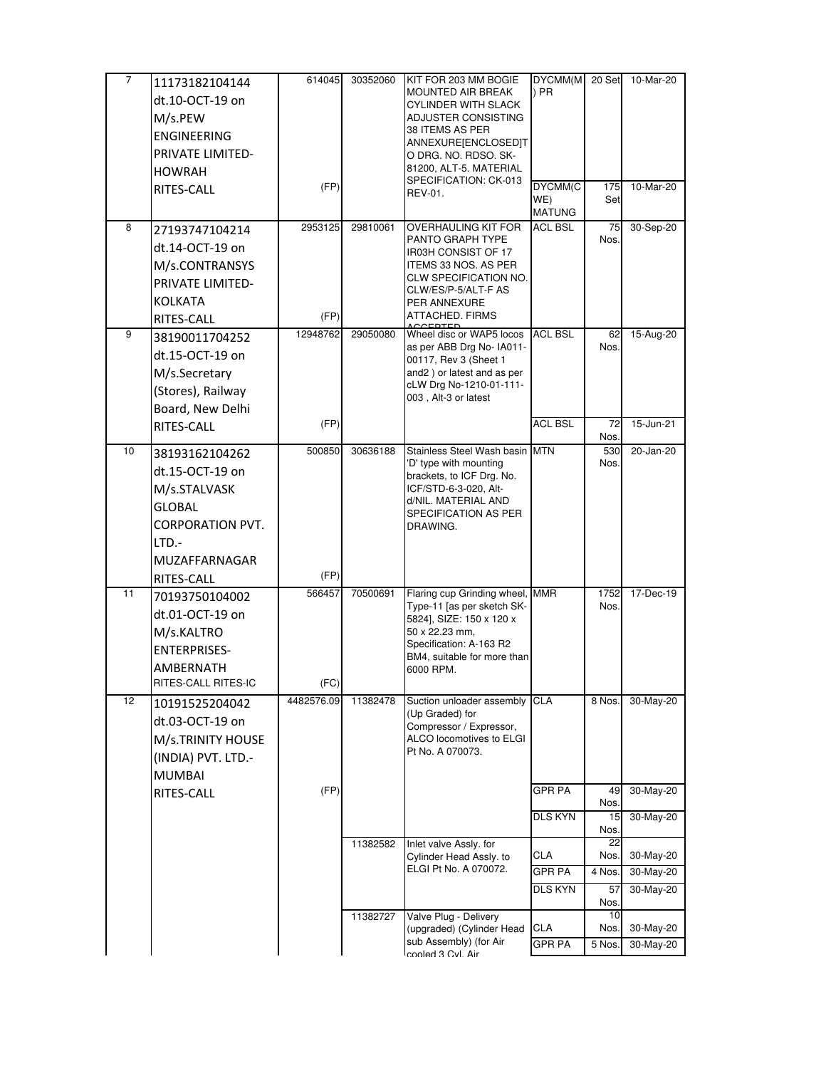| 7 | 11173182104144 dt.10-OCT-19 on M/s.PEW ENGINEERING PRIVATE LIMITED-HOWRAH RITES-CALL | 614045 (FP) | 30352060 | KIT FOR 203 MM BOGIE MOUNTED AIR BREAK CYLINDER WITH SLACK ADJUSTER CONSISTING 38 ITEMS AS PER ANNEXURE[ENCLOSED]TO DRG. NO. RDSO. SK-81200, ALT-5. MATERIAL SPECIFICATION: CK-013 REV-01. | DYCMM(M) PR | 20 Set | 10-Mar-20 |
|---|---|---|---|---|---|---|---|
| | | | | | DYCMM(CWE) MATUNG | 175 Set | 10-Mar-20 |
| 8 | 27193747104214 dt.14-OCT-19 on M/s.CONTRANSYS PRIVATE LIMITED-KOLKATA RITES-CALL | 2953125 (FP) | 29810061 | OVERHAULING KIT FOR PANTO GRAPH TYPE IR03H CONSIST OF 17 ITEMS 33 NOS. AS PER CLW SPECIFICATION NO. CLW/ES/P-5/ALT-F AS PER ANNEXURE ATTACHED. FIRMS ACCEPTED | ACL BSL | 75 Nos. | 30-Sep-20 |
| 9 | 38190011704252 dt.15-OCT-19 on M/s.Secretary (Stores), Railway Board, New Delhi RITES-CALL | 12948762 (FP) | 29050080 | Wheel disc or WAP5 locos as per ABB Drg No- IA011-00117, Rev 3 (Sheet 1 and2 ) or latest and as per cLW Drg No-1210-01-111-003 , Alt-3 or latest | ACL BSL | 62 Nos. | 15-Aug-20 |
| | | | | | ACL BSL | 72 Nos. | 15-Jun-21 |
| 10 | 38193162104262 dt.15-OCT-19 on M/s.STALVASK GLOBAL CORPORATION PVT. LTD.-MUZAFFARNAGAR RITES-CALL | 500850 (FP) | 30636188 | Stainless Steel Wash basin 'D' type with mounting brackets, to ICF Drg. No. ICF/STD-6-3-020, Alt-d/NIL. MATERIAL AND SPECIFICATION AS PER DRAWING. | MTN | 530 Nos. | 20-Jan-20 |
| 11 | 70193750104002 dt.01-OCT-19 on M/s.KALTRO ENTERPRISES-AMBERNATH RITES-CALL RITES-IC | 566457 (FC) | 70500691 | Flaring cup Grinding wheel, Type-11 [as per sketch SK-5824], SIZE: 150 x 120 x 50 x 22.23 mm, Specification: A-163 R2 BM4, suitable for more than 6000 RPM. | MMR | 1752 Nos. | 17-Dec-19 |
| 12 | 10191525204042 dt.03-OCT-19 on M/s.TRINITY HOUSE (INDIA) PVT. LTD.-MUMBAI RITES-CALL | 4482576.09 (FP) | 11382478 | Suction unloader assembly (Up Graded) for Compressor / Expressor, ALCO locomotives to ELGI Pt No. A 070073. | CLA | 8 Nos. | 30-May-20 |
| | | | | | GPR PA | 49 Nos. | 30-May-20 |
| | | | | | DLS KYN | 15 Nos. | 30-May-20 |
| | | | 11382582 | Inlet valve Assly. for Cylinder Head Assly. to ELGI Pt No. A 070072. | CLA | 22 Nos. | 30-May-20 |
| | | | | | GPR PA | 4 Nos. | 30-May-20 |
| | | | | | DLS KYN | 57 Nos. | 30-May-20 |
| | | | 11382727 | Valve Plug - Delivery (upgraded) (Cylinder Head sub Assembly) (for Air cooled 3 Cyl. Air | CLA | 10 Nos. | 30-May-20 |
| | | | | | GPR PA | 5 Nos. | 30-May-20 |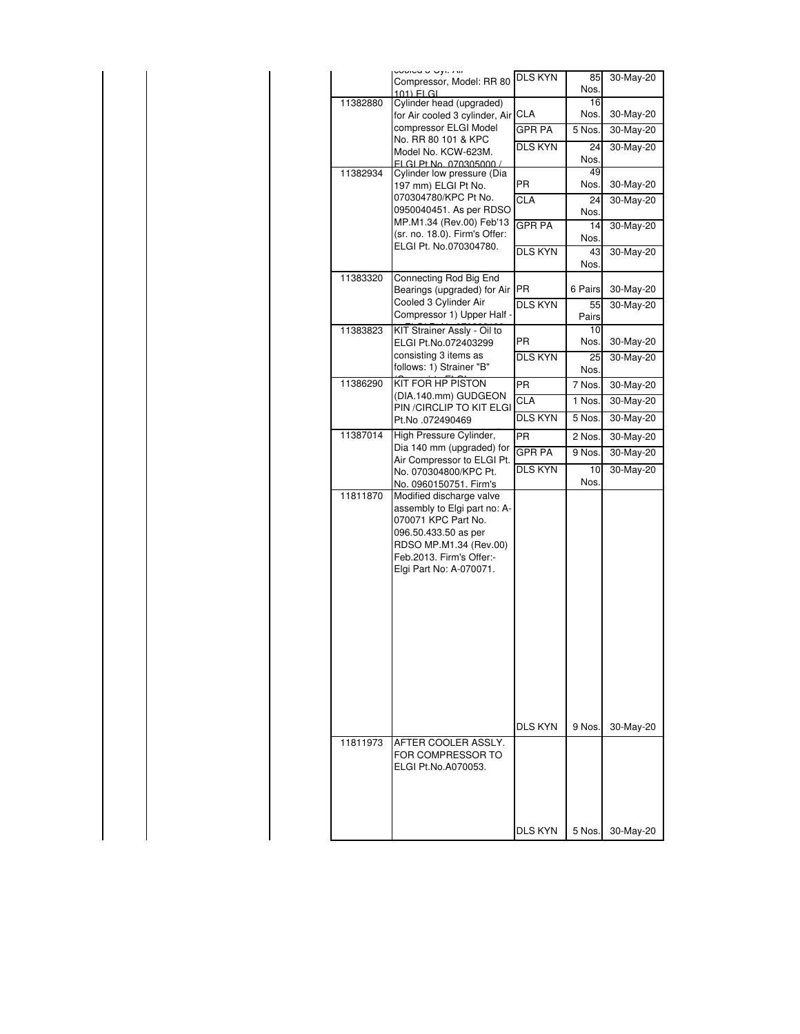| | | | | | | |
|---|---|---|---|---|---|---|
| | | | | cooled 3 Cyl. Air Compressor, Model: RR 80 101) ELGI | DLS KYN | 85 Nos. | 30-May-20 |
| | | | 11382880 | Cylinder head (upgraded) for Air cooled 3 cylinder, Air compressor ELGI Model No. RR 80 101 & KPC Model No. KCW-623M. ELGI Pt.No. 070305000 / | CLA | 16 Nos. | 30-May-20 |
| | | | | | GPR PA | 5 Nos. | 30-May-20 |
| | | | | | DLS KYN | 24 Nos. | 30-May-20 |
| | | | 11382934 | Cylinder low pressure (Dia 197 mm) ELGI Pt No. 070304780/KPC Pt No. 0950040451. As per RDSO MP.M1.34 (Rev.00) Feb'13 (sr. no. 18.0). Firm's Offer: ELGI Pt. No.070304780. | PR | 49 Nos. | 30-May-20 |
| | | | | | CLA | 24 Nos. | 30-May-20 |
| | | | | | GPR PA | 14 Nos. | 30-May-20 |
| | | | | | DLS KYN | 43 Nos. | 30-May-20 |
| | | | 11383320 | Connecting Rod Big End Bearings (upgraded) for Air Cooled 3 Cylinder Air Compressor 1) Upper Half - | PR | 6 Pairs | 30-May-20 |
| | | | | | DLS KYN | 55 Pairs | 30-May-20 |
| | | | 11383823 | KIT Strainer Assly - Oil to ELGI Pt.No.072403299 consisting 3 items as follows: 1) Strainer "B" | PR | 10 Nos. | 30-May-20 |
| | | | | | DLS KYN | 25 Nos. | 30-May-20 |
| | | | 11386290 | KIT FOR HP PISTON (DIA.140.mm) GUDGEON PIN /CIRCLIP TO KIT ELGI Pt.No .072490469 | PR | 7 Nos. | 30-May-20 |
| | | | | | CLA | 1 Nos. | 30-May-20 |
| | | | | | DLS KYN | 5 Nos. | 30-May-20 |
| | | | 11387014 | High Pressure Cylinder, Dia 140 mm (upgraded) for Air Compressor to ELGI Pt. No. 070304800/KPC Pt. No. 0960150751. Firm's | PR | 2 Nos. | 30-May-20 |
| | | | | | GPR PA | 9 Nos. | 30-May-20 |
| | | | | | DLS KYN | 10 Nos. | 30-May-20 |
| | | | 11811870 | Modified discharge valve assembly to Elgi part no: A-070071 KPC Part No. 096.50.433.50 as per RDSO MP.M1.34 (Rev.00) Feb.2013. Firm's Offer:- Elgi Part No: A-070071. | DLS KYN | 9 Nos. | 30-May-20 |
| | | | 11811973 | AFTER COOLER ASSLY. FOR COMPRESSOR TO ELGI Pt.No.A070053. | DLS KYN | 5 Nos. | 30-May-20 |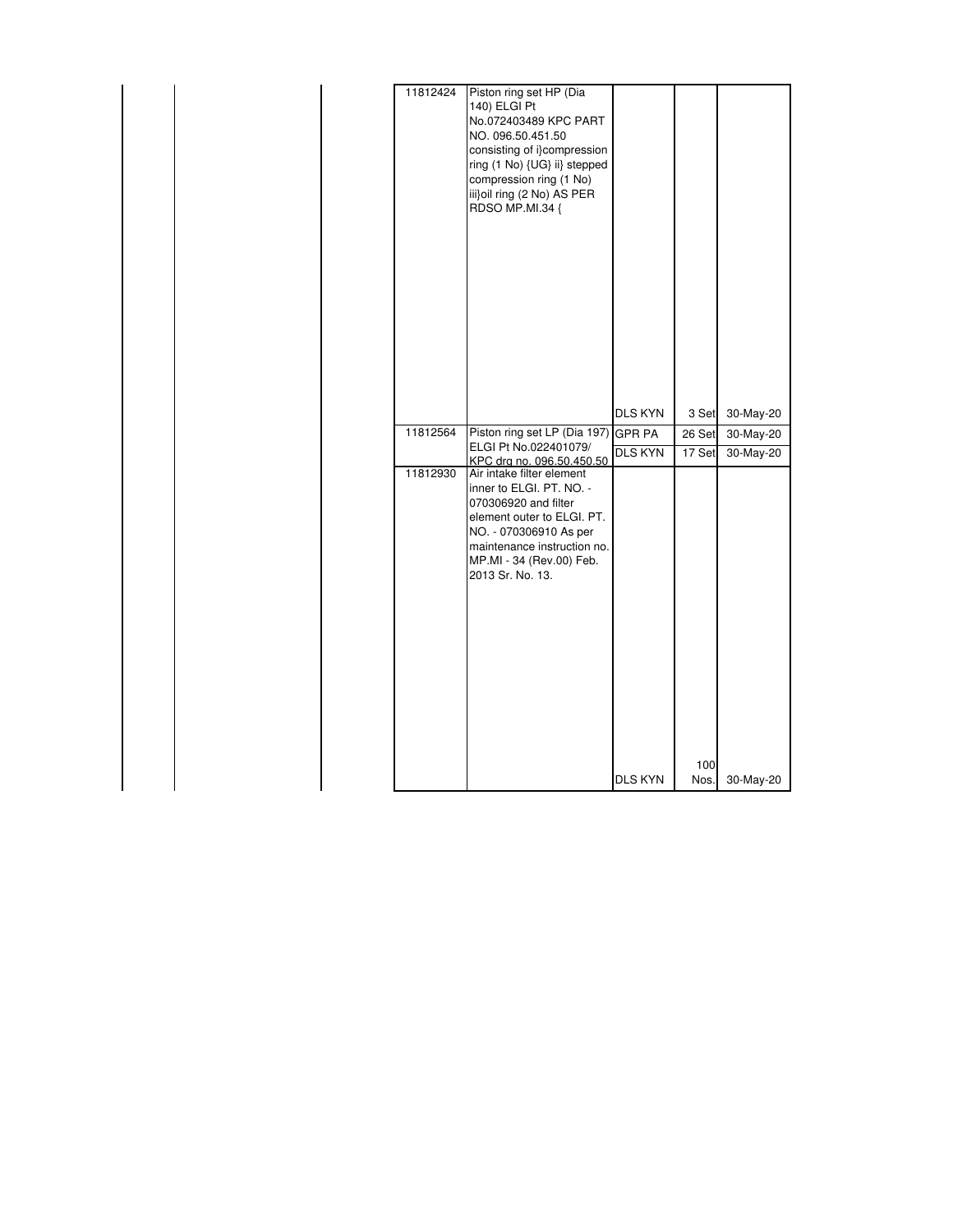| | | | | | | | |
|---|---|---|---|---|---|---|---|
| | | | 11812424 | Piston ring set HP (Dia 140) ELGI Pt No.072403489 KPC PART NO. 096.50.451.50 consisting of i}compression ring (1 No) {UG} ii} stepped compression ring (1 No) iii}oil ring (2 No) AS PER RDSO MP.MI.34 { | DLS KYN | 3 Set | 30-May-20 |
| | | | 11812564 | Piston ring set LP (Dia 197) ELGI Pt No.022401079/ KPC drg no. 096.50.450.50 | GPR PA | 26 Set | 30-May-20 |
| | | | | | DLS KYN | 17 Set | 30-May-20 |
| | | | 11812930 | Air intake filter element inner to ELGI. PT. NO. - 070306920 and filter element outer to ELGI. PT. NO. - 070306910 As per maintenance instruction no. MP.MI - 34 (Rev.00) Feb. 2013 Sr. No. 13. | DLS KYN | 100 Nos. | 30-May-20 |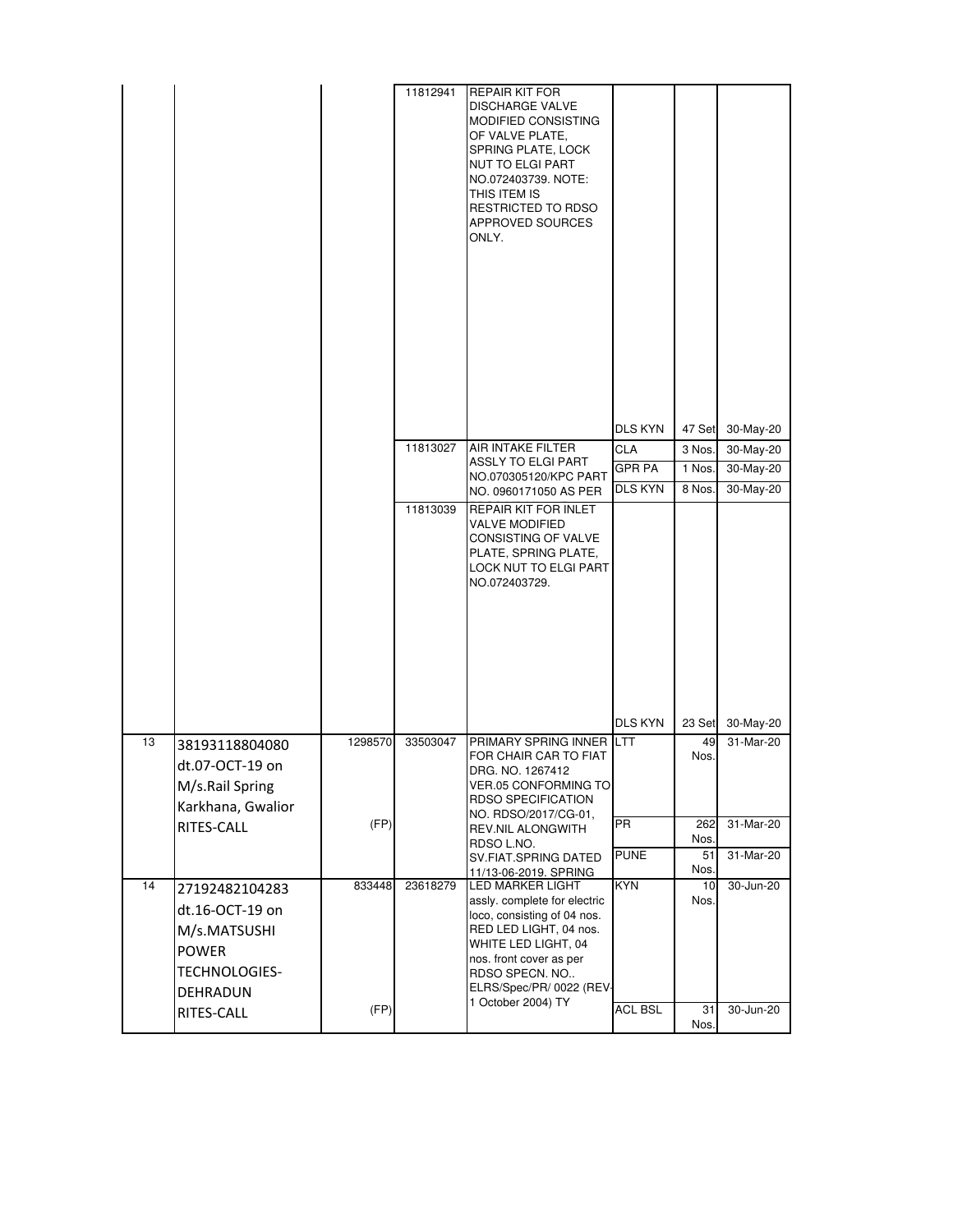| | | | | | | | |
|---|---|---|---|---|---|---|---|
| | | | 11812941 | REPAIR KIT FOR DISCHARGE VALVE MODIFIED CONSISTING OF VALVE PLATE, SPRING PLATE, LOCK NUT TO ELGI PART NO.072403739. NOTE: THIS ITEM IS RESTRICTED TO RDSO APPROVED SOURCES ONLY. | DLS KYN | 47 Set | 30-May-20 |
| | | | 11813027 | AIR INTAKE FILTER ASSLY TO ELGI PART NO.070305120/KPC PART NO. 0960171050 AS PER | CLA | 3 Nos. | 30-May-20 |
| | | | | | GPR PA | 1 Nos. | 30-May-20 |
| | | | | | DLS KYN | 8 Nos. | 30-May-20 |
| | | | 11813039 | REPAIR KIT FOR INLET VALVE MODIFIED CONSISTING OF VALVE PLATE, SPRING PLATE, LOCK NUT TO ELGI PART NO.072403729. | DLS KYN | 23 Set | 30-May-20 |
| 13 | 38193118804080 dt.07-OCT-19 on M/s.Rail Spring Karkhana, Gwalior RITES-CALL | 1298570 (FP) | 33503047 | PRIMARY SPRING INNER FOR CHAIR CAR TO FIAT DRG. NO. 1267412 VER.05 CONFORMING TO RDSO SPECIFICATION NO. RDSO/2017/CG-01, REV.NIL ALONGWITH RDSO L.NO. SV.FIAT.SPRING DATED 11/13-06-2019. SPRING | LTT | 49 Nos. | 31-Mar-20 |
| | | | | | PR | 262 Nos. | 31-Mar-20 |
| | | | | | PUNE | 51 Nos. | 31-Mar-20 |
| 14 | 27192482104283 dt.16-OCT-19 on M/s.MATSUSHI POWER TECHNOLOGIES-DEHRADUN RITES-CALL | 833448 (FP) | 23618279 | LED MARKER LIGHT assly. complete for electric loco, consisting of 04 nos. RED LED LIGHT, 04 nos. WHITE LED LIGHT, 04 nos. front cover as per RDSO SPECN. NO.. ELRS/Spec/PR/ 0022 (REV-1 October 2004) TY | KYN | 10 Nos. | 30-Jun-20 |
| | | | | | ACL BSL | 31 Nos. | 30-Jun-20 |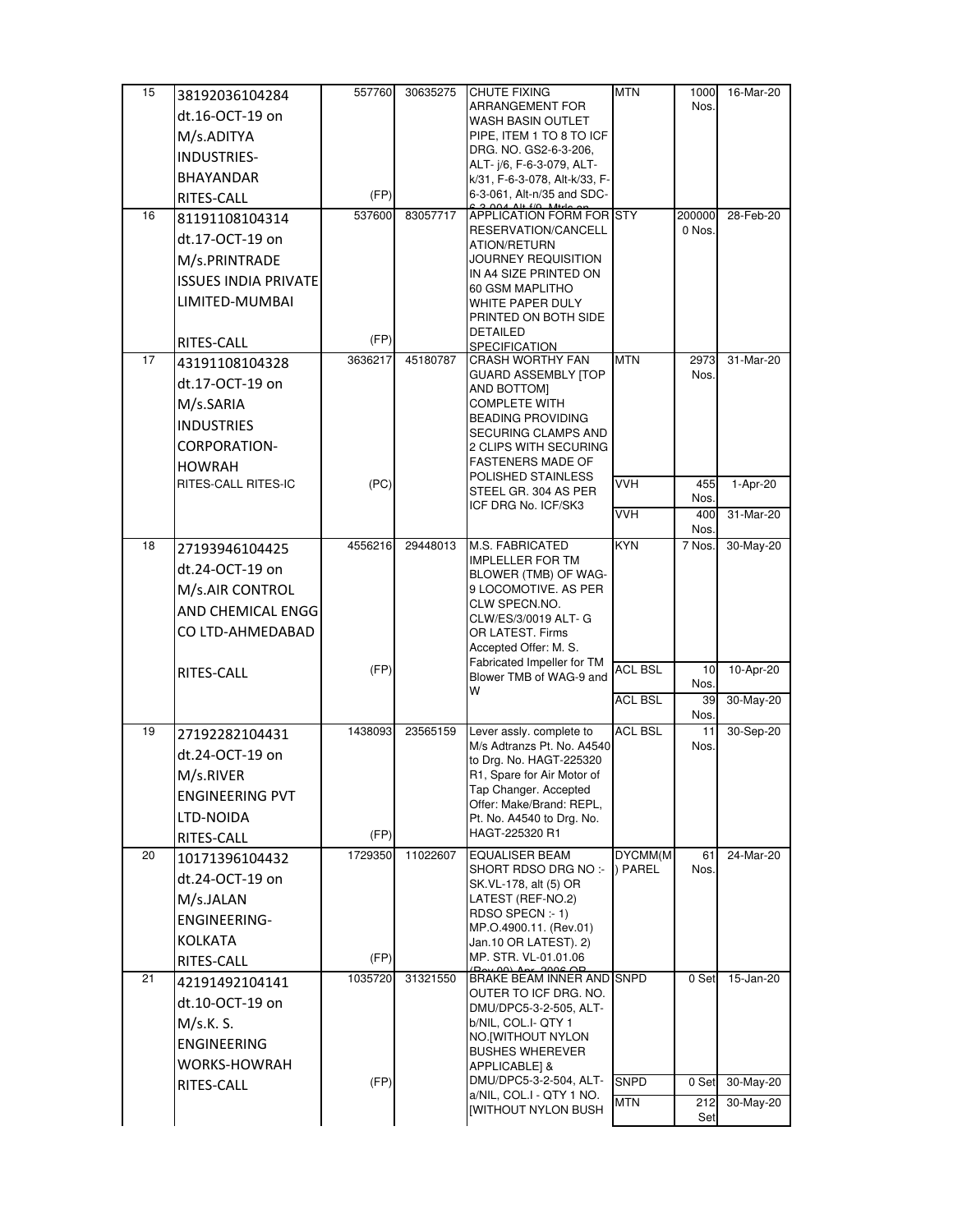| 15 | 38192036104284 dt.16-OCT-19 on M/s.ADITYA INDUSTRIES-BHAYANDAR RITES-CALL | 557760 (FP) | 30635275 | CHUTE FIXING ARRANGEMENT FOR WASH BASIN OUTLET PIPE, ITEM 1 TO 8 TO ICF DRG. NO. GS2-6-3-206, ALT- j/6, F-6-3-079, ALT-k/31, F-6-3-078, Alt-k/33, F-6-3-061, Alt-n/35 and SDC-6-3-004 Alt f/0. Mtrls on | MTN | 1000 Nos. | 16-Mar-20 |
|---|---|---|---|---|---|---|---|
| 16 | 81191108104314 dt.17-OCT-19 on M/s.PRINTRADE ISSUES INDIA PRIVATE LIMITED-MUMBAI RITES-CALL | 537600 (FP) | 83057717 | APPLICATION FORM FOR RESERVATION/CANCELLATION/RETURN JOURNEY REQUISITION IN A4 SIZE PRINTED ON 60 GSM MAPLITHO WHITE PAPER DULY PRINTED ON BOTH SIDE DETAILED SPECIFICATION | STY | 2000000 Nos. | 28-Feb-20 |
| 17 | 43191108104328 dt.17-OCT-19 on M/s.SARIA INDUSTRIES CORPORATION-HOWRAH RITES-CALL RITES-IC | 3636217 (PC) | 45180787 | CRASH WORTHY FAN GUARD ASSEMBLY [TOP AND BOTTOM] COMPLETE WITH BEADING PROVIDING SECURING CLAMPS AND 2 CLIPS WITH SECURING FASTENERS MADE OF POLISHED STAINLESS STEEL GR. 304 AS PER ICF DRG No. ICF/SK3 | MTN | 2973 Nos. | 31-Mar-20 |
| | | | | | VVH | 455 Nos. | 1-Apr-20 |
| | | | | | VVH | 400 Nos. | 31-Mar-20 |
| 18 | 27193946104425 dt.24-OCT-19 on M/s.AIR CONTROL AND CHEMICAL ENGG CO LTD-AHMEDABAD RITES-CALL | 4556216 (FP) | 29448013 | M.S. FABRICATED IMPELLER FOR TM BLOWER (TMB) OF WAG-9 LOCOMOTIVE. AS PER CLW SPECN.NO. CLW/ES/3/0019 ALT- G OR LATEST. Firms Accepted Offer: M. S. Fabricated Impeller for TM Blower TMB of WAG-9 and W | KYN | 7 Nos. | 30-May-20 |
| | | | | | ACL BSL | 10 Nos. | 10-Apr-20 |
| | | | | | ACL BSL | 39 Nos. | 30-May-20 |
| 19 | 27192282104431 dt.24-OCT-19 on M/s.RIVER ENGINEERING PVT LTD-NOIDA RITES-CALL | 1438093 (FP) | 23565159 | Lever assly. complete to M/s Adtranzs Pt. No. A4540 to Drg. No. HAGT-225320 R1, Spare for Air Motor of Tap Changer. Accepted Offer: Make/Brand: REPL, Pt. No. A4540 to Drg. No. HAGT-225320 R1 | ACL BSL | 11 Nos. | 30-Sep-20 |
| 20 | 10171396104432 dt.24-OCT-19 on M/s.JALAN ENGINEERING-KOLKATA RITES-CALL | 1729350 (FP) | 11022607 | EQUALISER BEAM SHORT RDSO DRG NO :- SK.VL-178, alt (5) OR LATEST (REF-NO.2) RDSO SPECN :- 1) MP.O.4900.11. (Rev.01) Jan.10 OR LATEST). 2) MP. STR. VL-01.01.06 (Rev.00) Apr. 2006 OR | DYCMM(M) PAREL | 61 Nos. | 24-Mar-20 |
| 21 | 42191492104141 dt.10-OCT-19 on M/s.K. S. ENGINEERING WORKS-HOWRAH RITES-CALL | 1035720 (FP) | 31321550 | BRAKE BEAM INNER AND OUTER TO ICF DRG. NO. DMU/DPC5-3-2-505, ALT-b/NIL, COL.I- QTY 1 NO.[WITHOUT NYLON BUSHES WHEREVER APPLICABLE] & DMU/DPC5-3-2-504, ALT-a/NIL, COL.I - QTY 1 NO. [WITHOUT NYLON BUSH | SNPD | 0 Set | 15-Jan-20 |
| | | | | | SNPD | 0 Set | 30-May-20 |
| | | | | | MTN | 212 Set | 30-May-20 |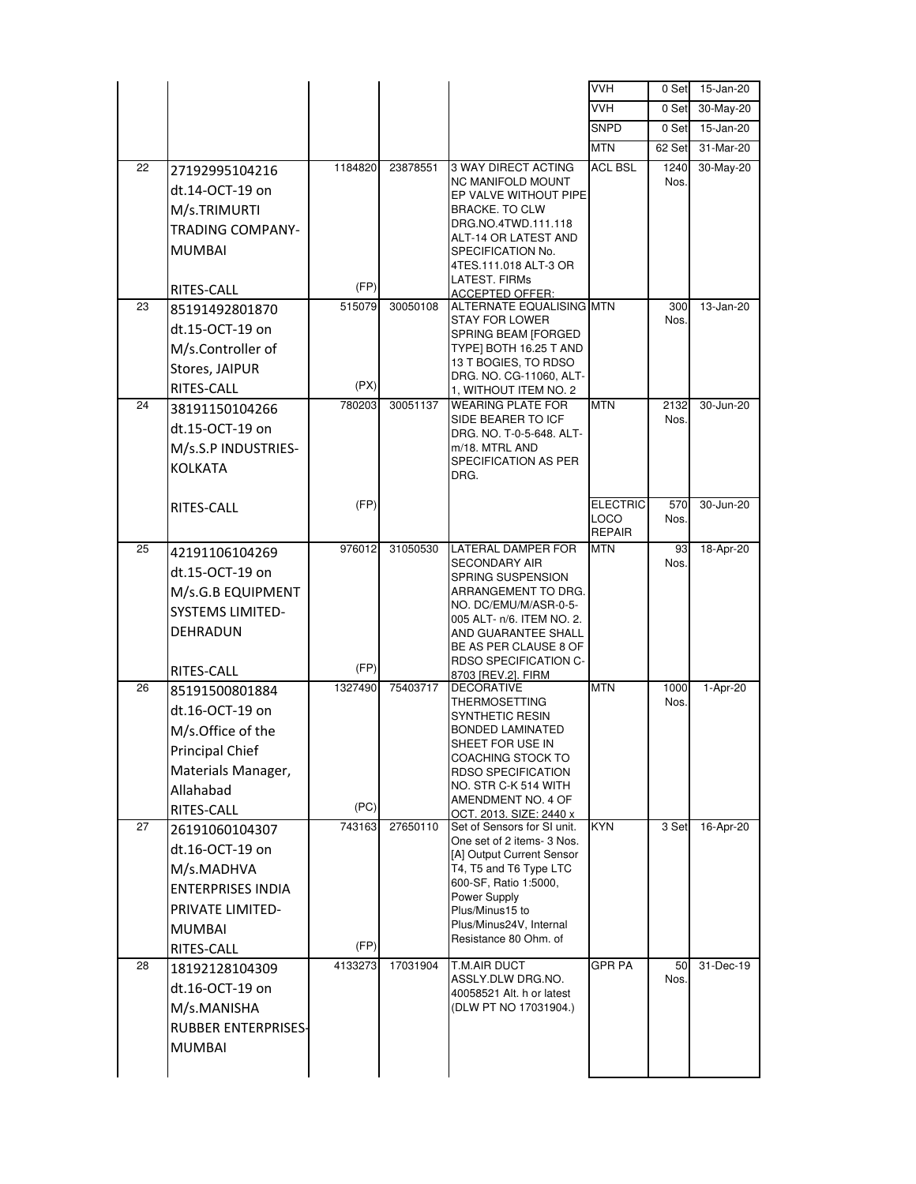| | | | | | | | |
|---|---|---|---|---|---|---|---|
| | | | | | VVH | 0 Set | 15-Jan-20 |
| | | | | | VVH | 0 Set | 30-May-20 |
| | | | | | SNPD | 0 Set | 15-Jan-20 |
| | | | | | MTN | 62 Set | 31-Mar-20 |
| 22 | 27192995104216 dt.14-OCT-19 on M/s.TRIMURTI TRADING COMPANY-MUMBAI RITES-CALL | 1184820 (FP) | 23878551 | 3 WAY DIRECT ACTING NC MANIFOLD MOUNT EP VALVE WITHOUT PIPE BRACKE. TO CLW DRG.NO.4TWD.111.118 ALT-14 OR LATEST AND SPECIFICATION No. 4TES.111.018 ALT-3 OR LATEST. FIRMs ACCEPTED OFFER: | ACL BSL | 1240 Nos. | 30-May-20 |
| 23 | 85191492801870 dt.15-OCT-19 on M/s.Controller of Stores, JAIPUR RITES-CALL | 515079 (PX) | 30050108 | ALTERNATE EQUALISING STAY FOR LOWER SPRING BEAM [FORGED TYPE] BOTH 16.25 T AND 13 T BOGIES, TO RDSO DRG. NO. CG-11060, ALT-1, WITHOUT ITEM NO. 2 | MTN | 300 Nos. | 13-Jan-20 |
| 24 | 38191150104266 dt.15-OCT-19 on M/s.S.P INDUSTRIES-KOLKATA RITES-CALL | 780203 (FP) | 30051137 | WEARING PLATE FOR SIDE BEARER TO ICF DRG. NO. T-0-5-648. ALT-m/18. MTRL AND SPECIFICATION AS PER DRG. | MTN | 2132 Nos. | 30-Jun-20 |
| | | | | | ELECTRIC LOCO REPAIR | 570 Nos. | 30-Jun-20 |
| 25 | 42191106104269 dt.15-OCT-19 on M/s.G.B EQUIPMENT SYSTEMS LIMITED-DEHRADUN RITES-CALL | 976012 (FP) | 31050530 | LATERAL DAMPER FOR SECONDARY AIR SPRING SUSPENSION ARRANGEMENT TO DRG. NO. DC/EMU/M/ASR-0-5-005 ALT- n/6. ITEM NO. 2. AND GUARANTEE SHALL BE AS PER CLAUSE 8 OF RDSO SPECIFICATION C-8703 [REV.2]. FIRM | MTN | 93 Nos. | 18-Apr-20 |
| 26 | 85191500801884 dt.16-OCT-19 on M/s.Office of the Principal Chief Materials Manager, Allahabad RITES-CALL | 1327490 (PC) | 75403717 | DECORATIVE THERMOSETTING SYNTHETIC RESIN BONDED LAMINATED SHEET FOR USE IN COACHING STOCK TO RDSO SPECIFICATION NO. STR C-K 514 WITH AMENDMENT NO. 4 OF OCT. 2013. SIZE: 2440 x | MTN | 1000 Nos. | 1-Apr-20 |
| 27 | 26191060104307 dt.16-OCT-19 on M/s.MADHVA ENTERPRISES INDIA PRIVATE LIMITED-MUMBAI RITES-CALL | 743163 (FP) | 27650110 | Set of Sensors for SI unit. One set of 2 items- 3 Nos. [A] Output Current Sensor T4, T5 and T6 Type LTC 600-SF, Ratio 1:5000, Power Supply Plus/Minus15 to Plus/Minus24V, Internal Resistance 80 Ohm. of | KYN | 3 Set | 16-Apr-20 |
| 28 | 18192128104309 dt.16-OCT-19 on M/s.MANISHA RUBBER ENTERPRISES-MUMBAI | 4133273 | 17031904 | T.M.AIR DUCT ASSLY.DLW DRG.NO. 40058521 Alt. h or latest (DLW PT NO 17031904.) | GPR PA | 50 Nos. | 31-Dec-19 |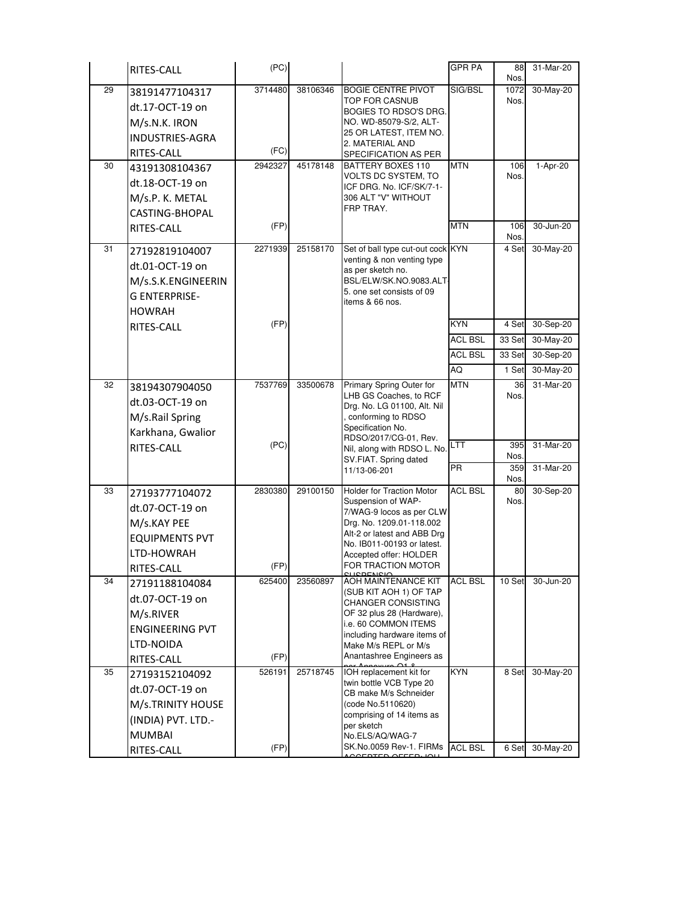| | | | | | | | |
|---|---|---|---|---|---|---|---|
| | RITES-CALL | (PC) | | | GPR PA | 88 Nos. | 31-Mar-20 |
| 29 | 38191477104317 dt.17-OCT-19 on M/s.N.K. IRON INDUSTRIES-AGRA RITES-CALL | 3714480 (FC) | 38106346 | BOGIE CENTRE PIVOT TOP FOR CASNUB BOGIES TO RDSO'S DRG. NO. WD-85079-S/2, ALT-25 OR LATEST, ITEM NO. 2. MATERIAL AND SPECIFICATION AS PER | SIG/BSL | 1072 Nos. | 30-May-20 |
| 30 | 43191308104367 dt.18-OCT-19 on M/s.P. K. METAL CASTING-BHOPAL RITES-CALL | 2942327 (FP) | 45178148 | BATTERY BOXES 110 VOLTS DC SYSTEM, TO ICF DRG. No. ICF/SK/7-1-306 ALT "V" WITHOUT FRP TRAY. | MTN | 106 Nos. | 1-Apr-20 |
| | | | | | MTN | 106 Nos. | 30-Jun-20 |
| 31 | 27192819104007 dt.01-OCT-19 on M/s.S.K.ENGINEERING ENTERPRISE-HOWRAH RITES-CALL | 2271939 (FP) | 25158170 | Set of ball type cut-out cock venting & non venting type as per sketch no. BSL/ELW/SK.NO.9083.ALT-5. one set consists of 09 items & 66 nos. | KYN | 4 Set | 30-May-20 |
| | | | | | KYN | 4 Set | 30-Sep-20 |
| | | | | | ACL BSL | 33 Set | 30-May-20 |
| | | | | | ACL BSL | 33 Set | 30-Sep-20 |
| | | | | | AQ | 1 Set | 30-May-20 |
| 32 | 38194307904050 dt.03-OCT-19 on M/s.Rail Spring Karkhana, Gwalior RITES-CALL | 7537769 (PC) | 33500678 | Primary Spring Outer for LHB GS Coaches, to RCF Drg. No. LG 01100, Alt. Nil , conforming to RDSO Specification No. RDSO/2017/CG-01, Rev. Nil, along with RDSO L. No. SV.FIAT. Spring dated 11/13-06-201 | MTN | 36 Nos. | 31-Mar-20 |
| | | | | | LTT | 395 Nos. | 31-Mar-20 |
| | | | | | PR | 359 Nos. | 31-Mar-20 |
| 33 | 27193777104072 dt.07-OCT-19 on M/s.KAY PEE EQUIPMENTS PVT LTD-HOWRAH RITES-CALL | 2830380 (FP) | 29100150 | Holder for Traction Motor Suspension of WAP-7/WAG-9 locos as per CLW Drg. No. 1209.01-118.002 Alt-2 or latest and ABB Drg No. IB011-00193 or latest. Accepted offer: HOLDER FOR TRACTION MOTOR SUSPENSIO | ACL BSL | 80 Nos. | 30-Sep-20 |
| 34 | 27191188104084 dt.07-OCT-19 on M/s.RIVER ENGINEERING PVT LTD-NOIDA RITES-CALL | 625400 (FP) | 23560897 | AOH MAINTENANCE KIT (SUB KIT AOH 1) OF TAP CHANGER CONSISTING OF 32 plus 28 (Hardware), i.e. 60 COMMON ITEMS including hardware items of Make M/s REPL or M/s Anantashree Engineers as per Annexure C1 & | ACL BSL | 10 Set | 30-Jun-20 |
| 35 | 27193152104092 dt.07-OCT-19 on M/s.TRINITY HOUSE (INDIA) PVT. LTD.-MUMBAI RITES-CALL | 526191 (FP) | 25718745 | IOH replacement kit for twin bottle VCB Type 20 CB make M/s Schneider (code No.5110620) comprising of 14 items as per sketch No.ELS/AQ/WAG-7 SK.No.0059 Rev-1. FIRMs ACCEPTED OFFER: IOH | KYN | 8 Set | 30-May-20 |
| | | | | | ACL BSL | 6 Set | 30-May-20 |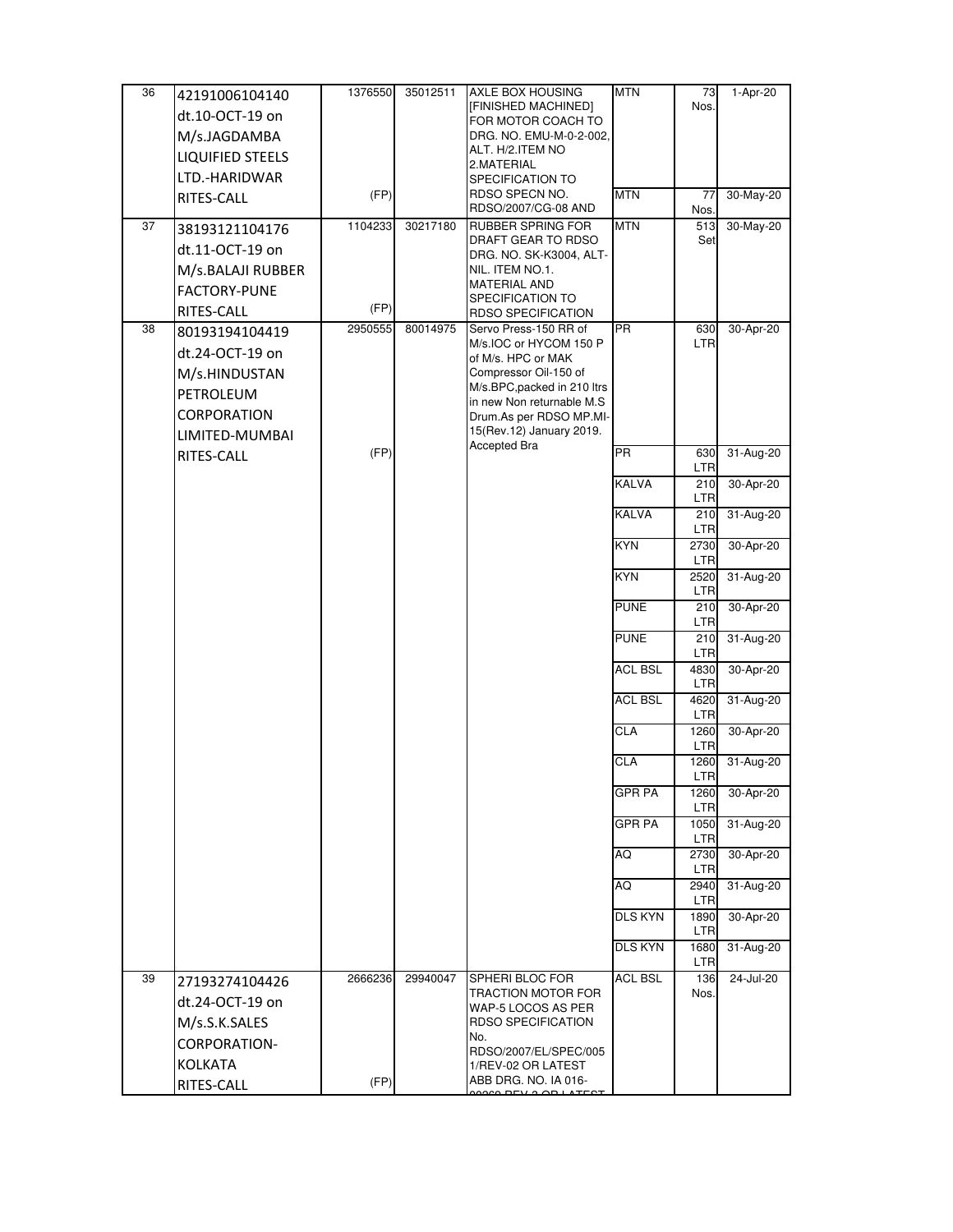| 36 | 42191006104140 dt.10-OCT-19 on M/s.JAGDAMBA LIQUIFIED STEELS LTD.-HARIDWAR RITES-CALL | 1376550 (FP) | 35012511 | AXLE BOX HOUSING [FINISHED MACHINED] FOR MOTOR COACH TO DRG. NO. EMU-M-0-2-002, ALT. H/2.ITEM NO 2.MATERIAL SPECIFICATION TO RDSO SPECN NO. RDSO/2007/CG-08 AND | MTN | 73 Nos. | 1-Apr-20 |
|---|---|---|---|---|---|---|---|
| | | | | | MTN | 77 Nos. | 30-May-20 |
| 37 | 38193121104176 dt.11-OCT-19 on M/s.BALAJI RUBBER FACTORY-PUNE RITES-CALL | 1104233 (FP) | 30217180 | RUBBER SPRING FOR DRAFT GEAR TO RDSO DRG. NO. SK-K3004, ALT-NIL. ITEM NO.1. MATERIAL AND SPECIFICATION TO RDSO SPECIFICATION | MTN | 513 Set | 30-May-20 |
| 38 | 80193194104419 dt.24-OCT-19 on M/s.HINDUSTAN PETROLEUM CORPORATION LIMITED-MUMBAI RITES-CALL | 2950555 (FP) | 80014975 | Servo Press-150 RR of M/s.IOC or HYCOM 150 P of M/s. HPC or MAK Compressor Oil-150 of M/s.BPC,packed in 210 ltrs in new Non returnable M.S Drum.As per RDSO MP.MI-15(Rev.12) January 2019. Accepted Bra | PR | 630 LTR | 30-Apr-20 |
| | | | | | PR | 630 LTR | 31-Aug-20 |
| | | | | | KALVA | 210 LTR | 30-Apr-20 |
| | | | | | KALVA | 210 LTR | 31-Aug-20 |
| | | | | | KYN | 2730 LTR | 30-Apr-20 |
| | | | | | KYN | 2520 LTR | 31-Aug-20 |
| | | | | | PUNE | 210 LTR | 30-Apr-20 |
| | | | | | PUNE | 210 LTR | 31-Aug-20 |
| | | | | | ACL BSL | 4830 LTR | 30-Apr-20 |
| | | | | | ACL BSL | 4620 LTR | 31-Aug-20 |
| | | | | | CLA | 1260 LTR | 30-Apr-20 |
| | | | | | CLA | 1260 LTR | 31-Aug-20 |
| | | | | | GPR PA | 1260 LTR | 30-Apr-20 |
| | | | | | GPR PA | 1050 LTR | 31-Aug-20 |
| | | | | | AQ | 2730 LTR | 30-Apr-20 |
| | | | | | AQ | 2940 LTR | 31-Aug-20 |
| | | | | | DLS KYN | 1890 LTR | 30-Apr-20 |
| | | | | | DLS KYN | 1680 LTR | 31-Aug-20 |
| 39 | 27193274104426 dt.24-OCT-19 on M/s.S.K.SALES CORPORATION-KOLKATA RITES-CALL | 2666236 (FP) | 29940047 | SPHERI BLOC FOR TRACTION MOTOR FOR WAP-5 LOCOS AS PER RDSO SPECIFICATION No. RDSO/2007/EL/SPEC/0051/REV-02 OR LATEST ABB DRG. NO. IA 016-00260 REV 2 OR LATEST | ACL BSL | 136 Nos. | 24-Jul-20 |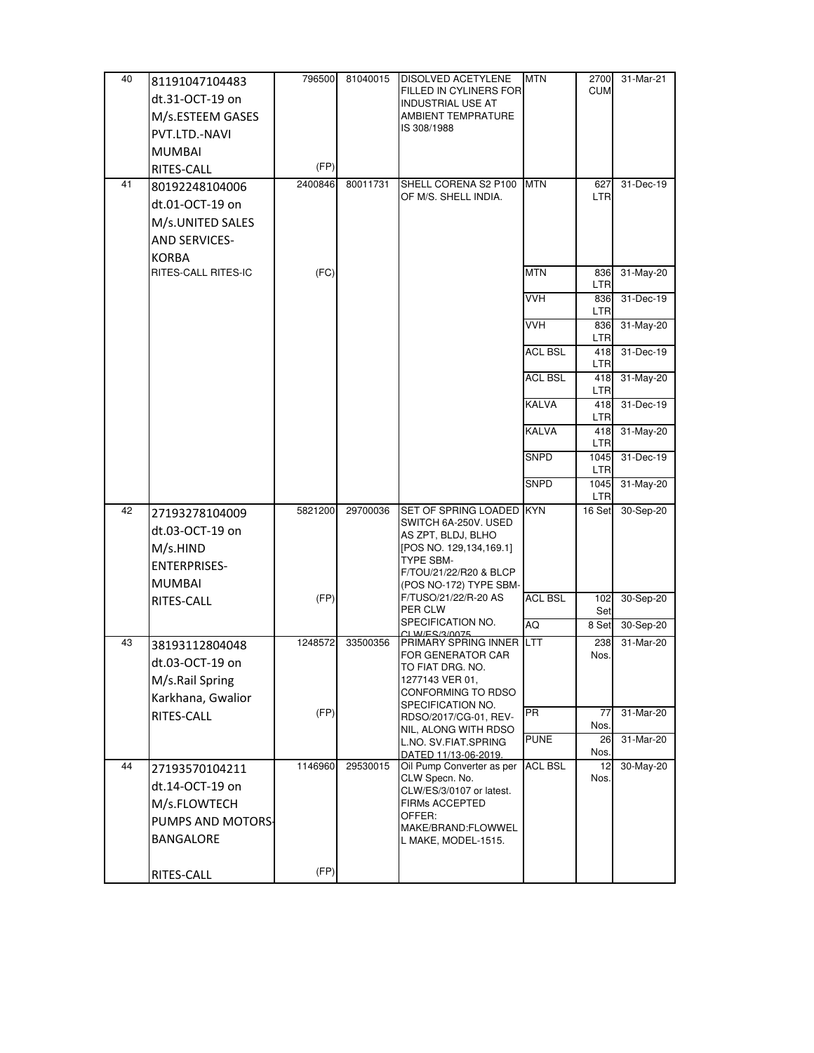| 40 | 81191047104483 dt.31-OCT-19 on M/s.ESTEEM GASES PVT.LTD.-NAVI MUMBAI RITES-CALL | 796500 (FP) | 81040015 | DISOLVED ACETYLENE FILLED IN CYLINERS FOR INDUSTRIAL USE AT AMBIENT TEMPRATURE IS 308/1988 | MTN | 2700 CUM | 31-Mar-21 |
|---|---|---|---|---|---|---|---|
| 41 | 80192248104006 dt.01-OCT-19 on M/s.UNITED SALES AND SERVICES-KORBA RITES-CALL RITES-IC | 2400846 (FC) | 80011731 | SHELL CORENA S2 P100 OF M/S. SHELL INDIA. | MTN | 627 LTR | 31-Dec-19 |
| | | | | | MTN | 836 LTR | 31-May-20 |
| | | | | | VVH | 836 LTR | 31-Dec-19 |
| | | | | | VVH | 836 LTR | 31-May-20 |
| | | | | | ACL BSL | 418 LTR | 31-Dec-19 |
| | | | | | ACL BSL | 418 LTR | 31-May-20 |
| | | | | | KALVA | 418 LTR | 31-Dec-19 |
| | | | | | KALVA | 418 LTR | 31-May-20 |
| | | | | | SNPD | 1045 LTR | 31-Dec-19 |
| | | | | | SNPD | 1045 LTR | 31-May-20 |
| 42 | 27193278104009 dt.03-OCT-19 on M/s.HIND ENTERPRISES-MUMBAI RITES-CALL | 5821200 (FP) | 29700036 | SET OF SPRING LOADED SWITCH 6A-250V. USED AS ZPT, BLDJ, BLHO [POS NO. 129,134,169.1] TYPE SBM-F/TOU/21/22/R20 & BLCP (POS NO-172) TYPE SBM-F/TUSO/21/22/R-20 AS PER CLW SPECIFICATION NO. CLW/ES/3/0075 | KYN | 16 Set | 30-Sep-20 |
| | | | | | ACL BSL | 102 Set | 30-Sep-20 |
| | | | | | AQ | 8 Set | 30-Sep-20 |
| 43 | 38193112804048 dt.03-OCT-19 on M/s.Rail Spring Karkhana, Gwalior RITES-CALL | 1248572 (FP) | 33500356 | PRIMARY SPRING INNER FOR GENERATOR CAR TO FIAT DRG. NO. 1277143 VER 01, CONFORMING TO RDSO SPECIFICATION NO. RDSO/2017/CG-01, REV-NIL, ALONG WITH RDSO L.NO. SV.FIAT.SPRING DATED 11/13-06-2019. | LTT | 238 Nos. | 31-Mar-20 |
| | | | | | PR | 77 Nos. | 31-Mar-20 |
| | | | | | PUNE | 26 Nos. | 31-Mar-20 |
| 44 | 27193570104211 dt.14-OCT-19 on M/s.FLOWTECH PUMPS AND MOTORS-BANGALORE RITES-CALL | 1146960 (FP) | 29530015 | Oil Pump Converter as per CLW Specn. No. CLW/ES/3/0107 or latest. FIRMs ACCEPTED OFFER: MAKE/BRAND:FLOWWELL MAKE, MODEL-1515. | ACL BSL | 12 Nos. | 30-May-20 |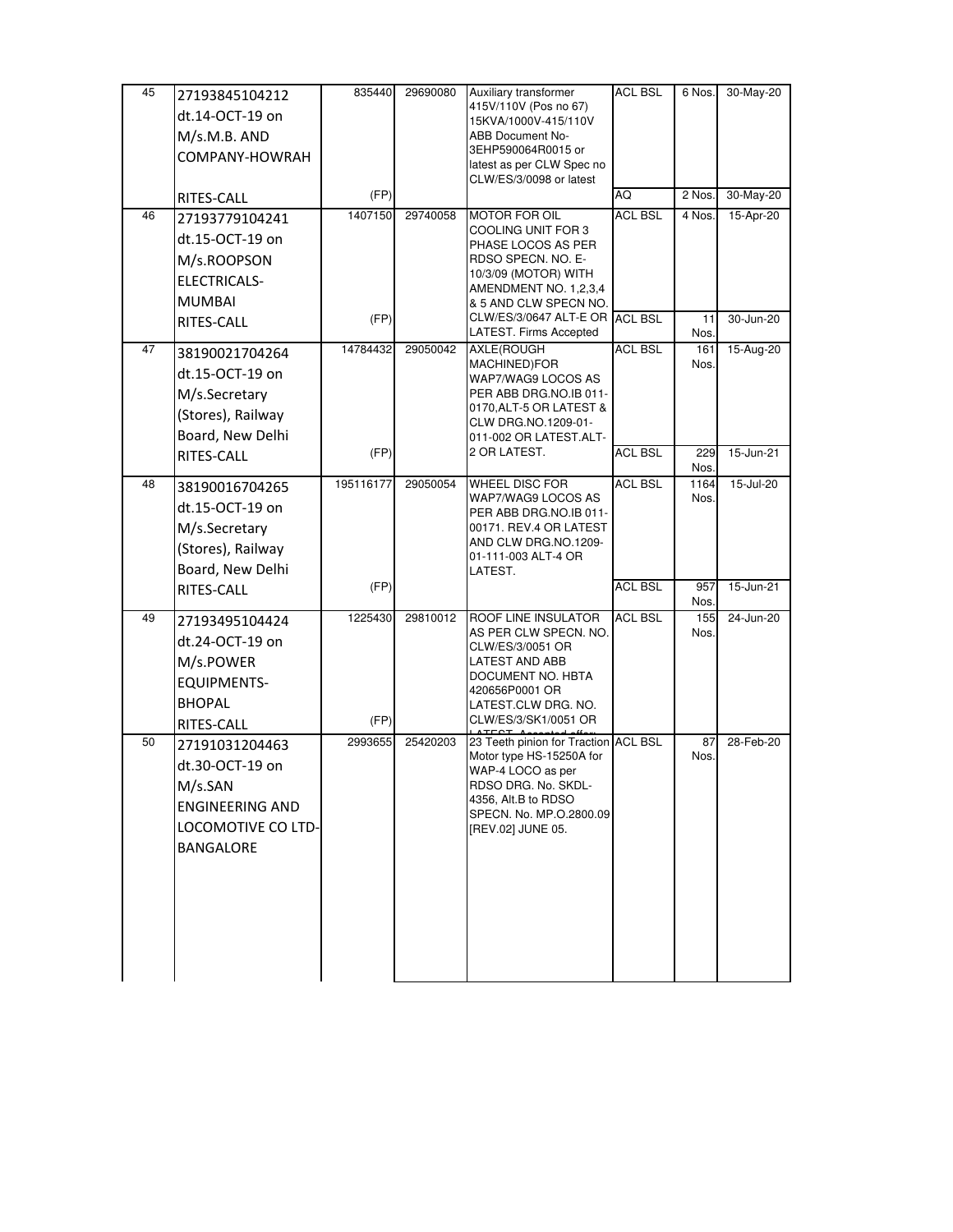| 45 | 27193845104212 dt.14-OCT-19 on M/s.M.B. AND COMPANY-HOWRAH RITES-CALL | 835440 (FP) | 29690080 | Auxiliary transformer 415V/110V (Pos no 67) 15KVA/1000V-415/110V ABB Document No- 3EHP590064R0015 or latest as per CLW Spec no CLW/ES/3/0098 or latest | ACL BSL | 6 Nos. | 30-May-20 |
|---|---|---|---|---|---|---|---|
| | | | | | AQ | 2 Nos. | 30-May-20 |
| 46 | 27193779104241 dt.15-OCT-19 on M/s.ROOPSON ELECTRICALS-MUMBAI RITES-CALL | 1407150 (FP) | 29740058 | MOTOR FOR OIL COOLING UNIT FOR 3 PHASE LOCOS AS PER RDSO SPECN. NO. E-10/3/09 (MOTOR) WITH AMENDMENT NO. 1,2,3,4 & 5 AND CLW SPECN NO. CLW/ES/3/0647 ALT-E OR LATEST. Firms Accepted | ACL BSL | 4 Nos. | 15-Apr-20 |
| | | | | | ACL BSL | 11 Nos. | 30-Jun-20 |
| 47 | 38190021704264 dt.15-OCT-19 on M/s.Secretary (Stores), Railway Board, New Delhi RITES-CALL | 14784432 (FP) | 29050042 | AXLE(ROUGH MACHINED)FOR WAP7/WAG9 LOCOS AS PER ABB DRG.NO.IB 011-0170,ALT-5 OR LATEST & CLW DRG.NO.1209-01-011-002 OR LATEST.ALT-2 OR LATEST. | ACL BSL | 161 Nos. | 15-Aug-20 |
| | | | | | ACL BSL | 229 Nos. | 15-Jun-21 |
| 48 | 38190016704265 dt.15-OCT-19 on M/s.Secretary (Stores), Railway Board, New Delhi RITES-CALL | 195116177 (FP) | 29050054 | WHEEL DISC FOR WAP7/WAG9 LOCOS AS PER ABB DRG.NO.IB 011-00171. REV.4 OR LATEST AND CLW DRG.NO.1209-01-111-003 ALT-4 OR LATEST. | ACL BSL | 1164 Nos. | 15-Jul-20 |
| | | | | | ACL BSL | 957 Nos. | 15-Jun-21 |
| 49 | 27193495104424 dt.24-OCT-19 on M/s.POWER EQUIPMENTS-BHOPAL RITES-CALL | 1225430 (FP) | 29810012 | ROOF LINE INSULATOR AS PER CLW SPECN. NO. CLW/ES/3/0051 OR LATEST AND ABB DOCUMENT NO. HBTA 420656P0001 OR LATEST.CLW DRG. NO. CLW/ES/3/SK1/0051 OR LATEST. Accepted offer | ACL BSL | 155 Nos. | 24-Jun-20 |
| 50 | 27191031204463 dt.30-OCT-19 on M/s.SAN ENGINEERING AND LOCOMOTIVE CO LTD-BANGALORE | 2993655 | 25420203 | 23 Teeth pinion for Traction Motor type HS-15250A for WAP-4 LOCO as per RDSO DRG. No. SKDL-4356, Alt.B to RDSO SPECN. No. MP.O.2800.09 [REV.02] JUNE 05. | ACL BSL | 87 Nos. | 28-Feb-20 |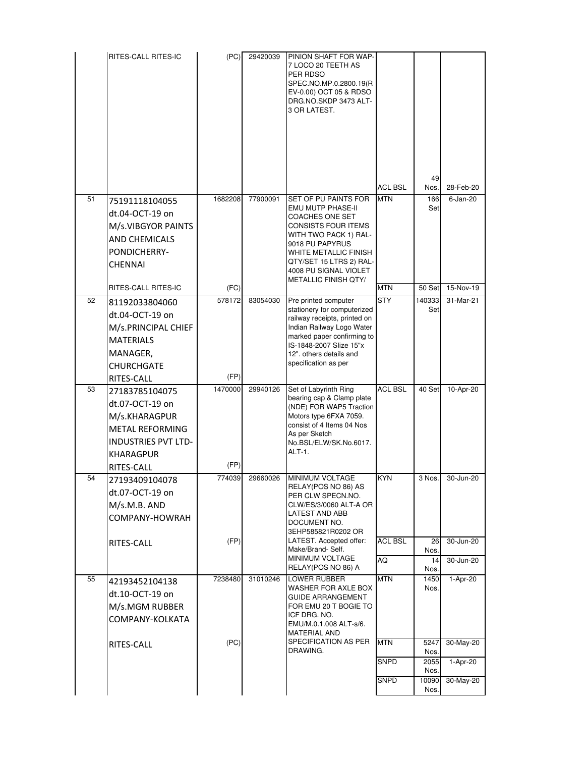| | | | | | | | |
|---|---|---|---|---|---|---|---|
| | RITES-CALL RITES-IC | (PC) | 29420039 | PINION SHAFT FOR WAP-7 LOCO 20 TEETH AS PER RDSO SPEC.NO.MP.0.2800.19(REV-0.00) OCT 05 & RDSO DRG.NO.SKDP 3473 ALT-3 OR LATEST. | ACL BSL | 49 Nos. | 28-Feb-20 |
| 51 | 75191118104055 dt.04-OCT-19 on M/s.VIBGYOR PAINTS AND CHEMICALS PONDICHERRY-CHENNAI | 1682208 | 77900091 | SET OF PU PAINTS FOR EMU MUTP PHASE-II COACHES ONE SET CONSISTS FOUR ITEMS WITH TWO PACK 1) RAL-9018 PU PAPYRUS WHITE METALLIC FINISH QTY/SET 15 LTRS 2) RAL-4008 PU SIGNAL VIOLET METALLIC FINISH QTY/ | MTN | 166 Set | 6-Jan-20 |
| | RITES-CALL RITES-IC | (FC) | | | MTN | 50 Set | 15-Nov-19 |
| 52 | 81192033804060 dt.04-OCT-19 on M/s.PRINCIPAL CHIEF MATERIALS MANAGER, CHURCHGATE RITES-CALL | 578172 (FP) | 83054030 | Pre printed computer stationery for computerized railway receipts, printed on Indian Railway Logo Water marked paper confirming to IS-1848-2007 Slize 15"x 12". others details and specification as per | STY | 140333 Set | 31-Mar-21 |
| 53 | 27183785104075 dt.07-OCT-19 on M/s.KHARAGPUR METAL REFORMING INDUSTRIES PVT LTD-KHARAGPUR RITES-CALL | 1470000 (FP) | 29940126 | Set of Labyrinth Ring bearing cap & Clamp plate (NDE) FOR WAP5 Traction Motors type 6FXA 7059. consist of 4 Items 04 Nos As per Sketch No.BSL/ELW/SK.No.6017. ALT-1. | ACL BSL | 40 Set | 10-Apr-20 |
| 54 | 27193409104078 dt.07-OCT-19 on M/s.M.B. AND COMPANY-HOWRAH | 774039 | 29660026 | MINIMUM VOLTAGE RELAY(POS NO 86) AS PER CLW SPECN.NO. CLW/ES/3/0060 ALT-A OR LATEST AND ABB DOCUMENT NO. 3EHP585821R0202 OR | KYN | 3 Nos. | 30-Jun-20 |
| | RITES-CALL | (FP) | | LATEST. Accepted offer: Make/Brand- Self. | ACL BSL | 26 Nos. | 30-Jun-20 |
| | | | | MINIMUM VOLTAGE RELAY(POS NO 86) A | AQ | 14 Nos. | 30-Jun-20 |
| 55 | 42193452104138 dt.10-OCT-19 on M/s.MGM RUBBER COMPANY-KOLKATA | 7238480 | 31010246 | LOWER RUBBER WASHER FOR AXLE BOX GUIDE ARRANGEMENT FOR EMU 20 T BOGIE TO ICF DRG. NO. EMU/M.0.1.008 ALT-s/6. MATERIAL AND | MTN | 1450 Nos. | 1-Apr-20 |
| | RITES-CALL | (PC) | | SPECIFICATION AS PER DRAWING. | MTN | 5247 Nos. | 30-May-20 |
| | | | | | SNPD | 2055 Nos. | 1-Apr-20 |
| | | | | | SNPD | 10090 Nos. | 30-May-20 |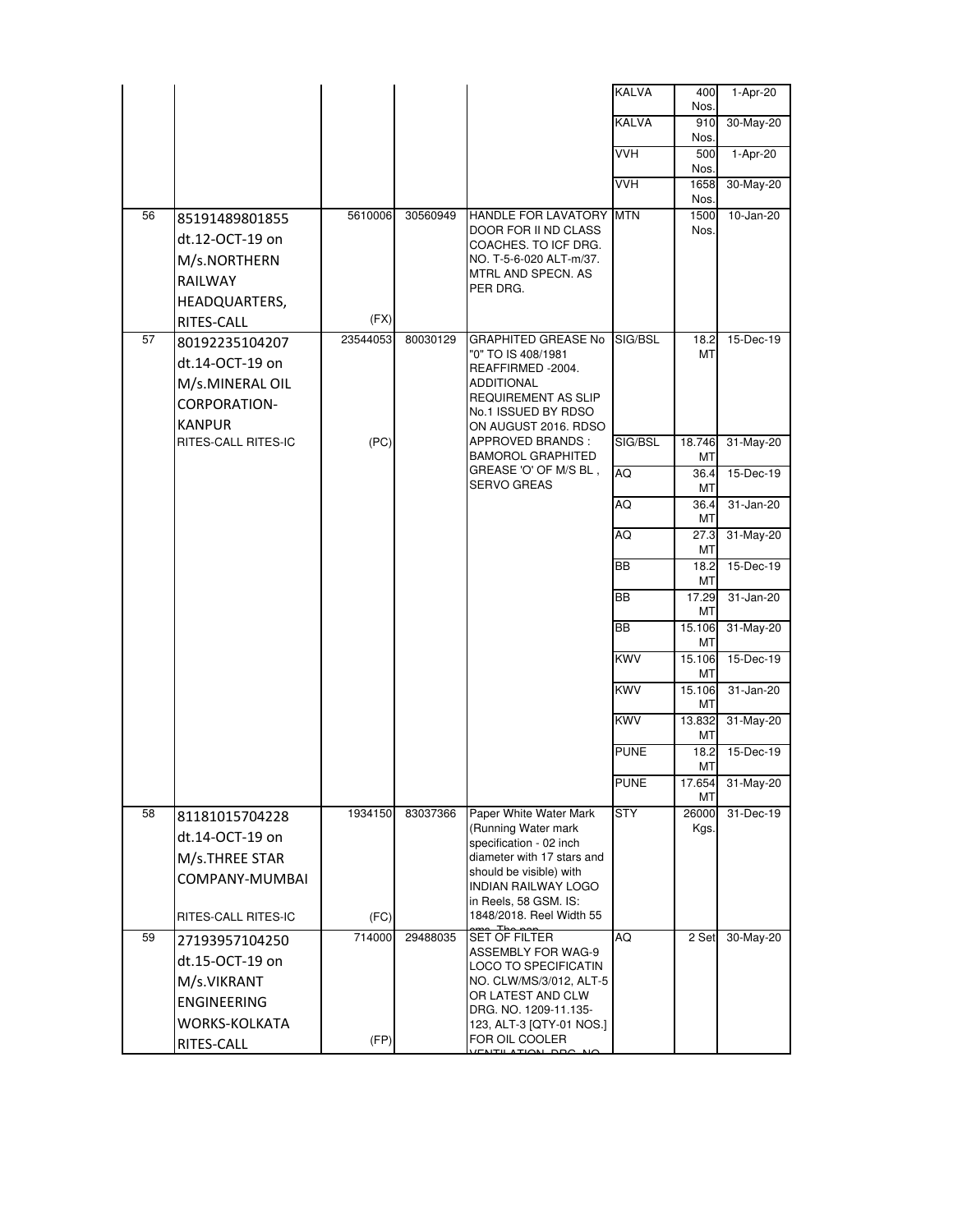| | | | | | | | |
|---|---|---|---|---|---|---|---|
| | | | | | KALVA | 400 Nos. | 1-Apr-20 |
| | | | | | KALVA | 910 Nos. | 30-May-20 |
| | | | | | VVH | 500 Nos. | 1-Apr-20 |
| | | | | | VVH | 1658 Nos. | 30-May-20 |
| 56 | 85191489801855 dt.12-OCT-19 on M/s.NORTHERN RAILWAY HEADQUARTERS, RITES-CALL | 5610006 (FX) | 30560949 | HANDLE FOR LAVATORY DOOR FOR II ND CLASS COACHES. TO ICF DRG. NO. T-5-6-020 ALT-m/37. MTRL AND SPECN. AS PER DRG. | MTN | 1500 Nos. | 10-Jan-20 |
| 57 | 80192235104207 dt.14-OCT-19 on M/s.MINERAL OIL CORPORATION-KANPUR RITES-CALL RITES-IC | 23544053 (PC) | 80030129 | GRAPHITED GREASE No "0" TO IS 408/1981 REAFFIRMED -2004. ADDITIONAL REQUIREMENT AS SLIP No.1 ISSUED BY RDSO ON AUGUST 2016. RDSO APPROVED BRANDS : BAMOROL GRAPHITED GREASE 'O' OF M/S BL , SERVO GREAS | SIG/BSL | 18.2 MT | 15-Dec-19 |
| | | | | | SIG/BSL | 18.746 MT | 31-May-20 |
| | | | | | AQ | 36.4 MT | 15-Dec-19 |
| | | | | | AQ | 36.4 MT | 31-Jan-20 |
| | | | | | AQ | 27.3 MT | 31-May-20 |
| | | | | | BB | 18.2 MT | 15-Dec-19 |
| | | | | | BB | 17.29 MT | 31-Jan-20 |
| | | | | | BB | 15.106 MT | 31-May-20 |
| | | | | | KWV | 15.106 MT | 15-Dec-19 |
| | | | | | KWV | 15.106 MT | 31-Jan-20 |
| | | | | | KWV | 13.832 MT | 31-May-20 |
| | | | | | PUNE | 18.2 MT | 15-Dec-19 |
| | | | | | PUNE | 17.654 MT | 31-May-20 |
| 58 | 81181015704228 dt.14-OCT-19 on M/s.THREE STAR COMPANY-MUMBAI RITES-CALL RITES-IC | 1934150 (FC) | 83037366 | Paper White Water Mark (Running Water mark specification - 02 inch diameter with 17 stars and should be visible) with INDIAN RAILWAY LOGO in Reels, 58 GSM. IS: 1848/2018. Reel Width 55 cms. The non | STY | 26000 Kgs. | 31-Dec-19 |
| 59 | 27193957104250 dt.15-OCT-19 on M/s.VIKRANT ENGINEERING WORKS-KOLKATA RITES-CALL | 714000 (FP) | 29488035 | SET OF FILTER ASSEMBLY FOR WAG-9 LOCO TO SPECIFICATIN NO. CLW/MS/3/012, ALT-5 OR LATEST AND CLW DRG. NO. 1209-11.135-123, ALT-3 [QTY-01 NOS.] FOR OIL COOLER VENTILATION DRG. NO | AQ | 2 Set | 30-May-20 |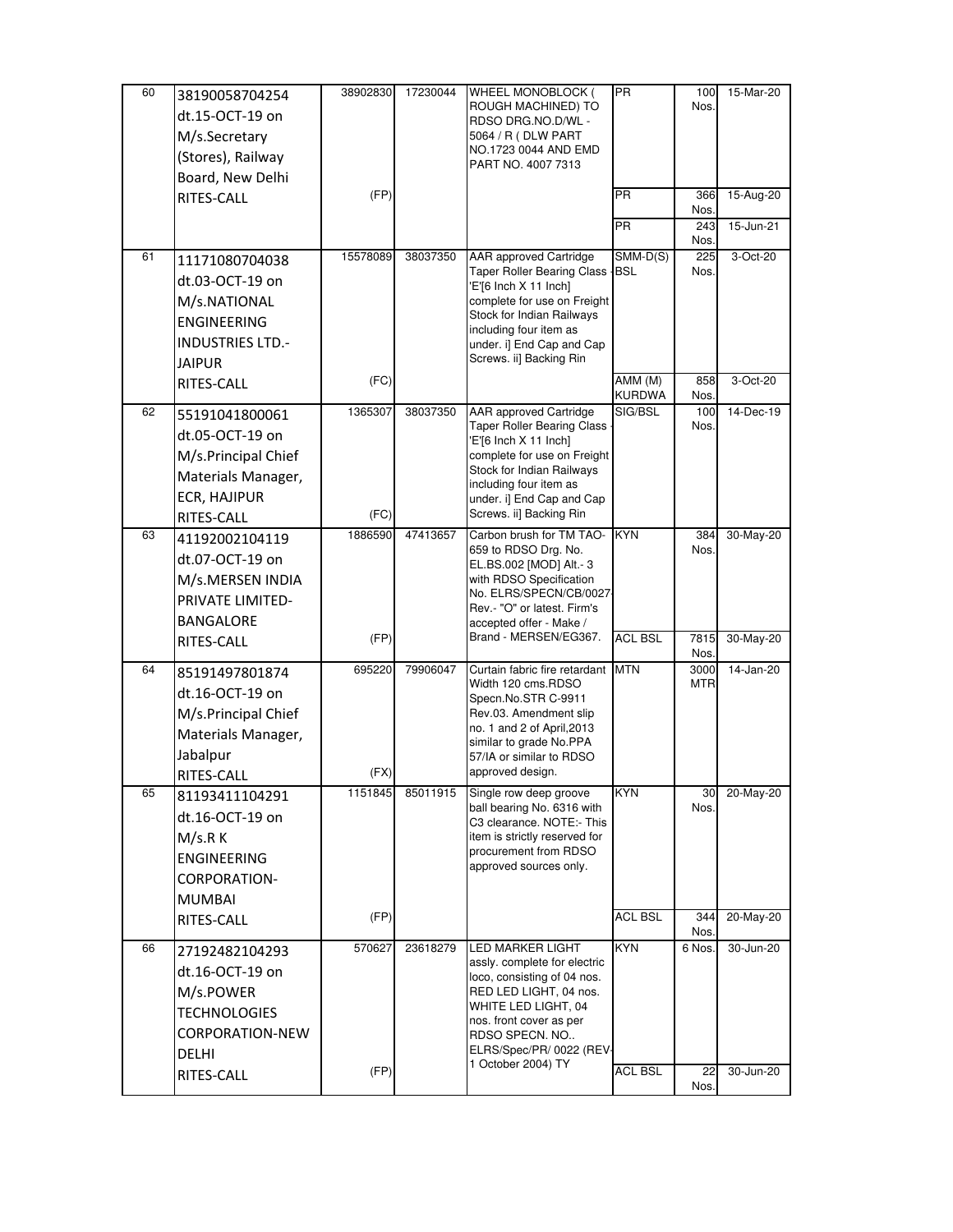| | | | | | | | |
|---|---|---|---|---|---|---|---|
| 60 | 38190058704254 dt.15-OCT-19 on M/s.Secretary (Stores), Railway Board, New Delhi RITES-CALL | 38902830 (FP) | 17230044 | WHEEL MONOBLOCK ( ROUGH MACHINED) TO RDSO DRG.NO.D/WL - 5064 / R ( DLW PART NO.1723 0044 AND EMD PART NO. 4007 7313 | PR | 100 Nos. | 15-Mar-20 |
| | | | | | PR | 366 Nos. | 15-Aug-20 |
| | | | | | PR | 243 Nos. | 15-Jun-21 |
| 61 | 11171080704038 dt.03-OCT-19 on M/s.NATIONAL ENGINEERING INDUSTRIES LTD.-JAIPUR RITES-CALL | 15578089 (FC) | 38037350 | AAR approved Cartridge Taper Roller Bearing Class 'E'[6 Inch X 11 Inch] complete for use on Freight Stock for Indian Railways including four item as under. i] End Cap and Cap Screws. ii] Backing Rin | SMM-D(S) -BSL | 225 Nos. | 3-Oct-20 |
| | | | | | AMM (M) KURDWA | 858 Nos. | 3-Oct-20 |
| 62 | 55191041800061 dt.05-OCT-19 on M/s.Principal Chief Materials Manager, ECR, HAJIPUR RITES-CALL | 1365307 (FC) | 38037350 | AAR approved Cartridge Taper Roller Bearing Class 'E'[6 Inch X 11 Inch] complete for use on Freight Stock for Indian Railways including four item as under. i] End Cap and Cap Screws. ii] Backing Rin | SIG/BSL | 100 Nos. | 14-Dec-19 |
| 63 | 41192002104119 dt.07-OCT-19 on M/s.MERSEN INDIA PRIVATE LIMITED-BANGALORE RITES-CALL | 1886590 (FP) | 47413657 | Carbon brush for TM TAO-659 to RDSO Drg. No. EL.BS.002 [MOD] Alt.- 3 with RDSO Specification No. ELRS/SPECN/CB/0027-Rev.- "O" or latest. Firm's accepted offer - Make / Brand - MERSEN/EG367. | KYN | 384 Nos. | 30-May-20 |
| | | | | | ACL BSL | 7815 Nos. | 30-May-20 |
| 64 | 85191497801874 dt.16-OCT-19 on M/s.Principal Chief Materials Manager, Jabalpur RITES-CALL | 695220 (FX) | 79906047 | Curtain fabric fire retardant Width 120 cms.RDSO Specn.No.STR C-9911 Rev.03. Amendment slip no. 1 and 2 of April,2013 similar to grade No.PPA 57/IA or similar to RDSO approved design. | MTN | 3000 MTR | 14-Jan-20 |
| 65 | 81193411104291 dt.16-OCT-19 on M/s.R K ENGINEERING CORPORATION-MUMBAI RITES-CALL | 1151845 (FP) | 85011915 | Single row deep groove ball bearing No. 6316 with C3 clearance. NOTE:- This item is strictly reserved for procurement from RDSO approved sources only. | KYN | 30 Nos. | 20-May-20 |
| | | | | | ACL BSL | 344 Nos. | 20-May-20 |
| 66 | 27192482104293 dt.16-OCT-19 on M/s.POWER TECHNOLOGIES CORPORATION-NEW DELHI RITES-CALL | 570627 (FP) | 23618279 | LED MARKER LIGHT assly. complete for electric loco, consisting of 04 nos. RED LED LIGHT, 04 nos. WHITE LED LIGHT, 04 nos. front cover as per RDSO SPECN. NO.. ELRS/Spec/PR/ 0022 (REV-1 October 2004) TY | KYN | 6 Nos. | 30-Jun-20 |
| | | | | | ACL BSL | 22 Nos. | 30-Jun-20 |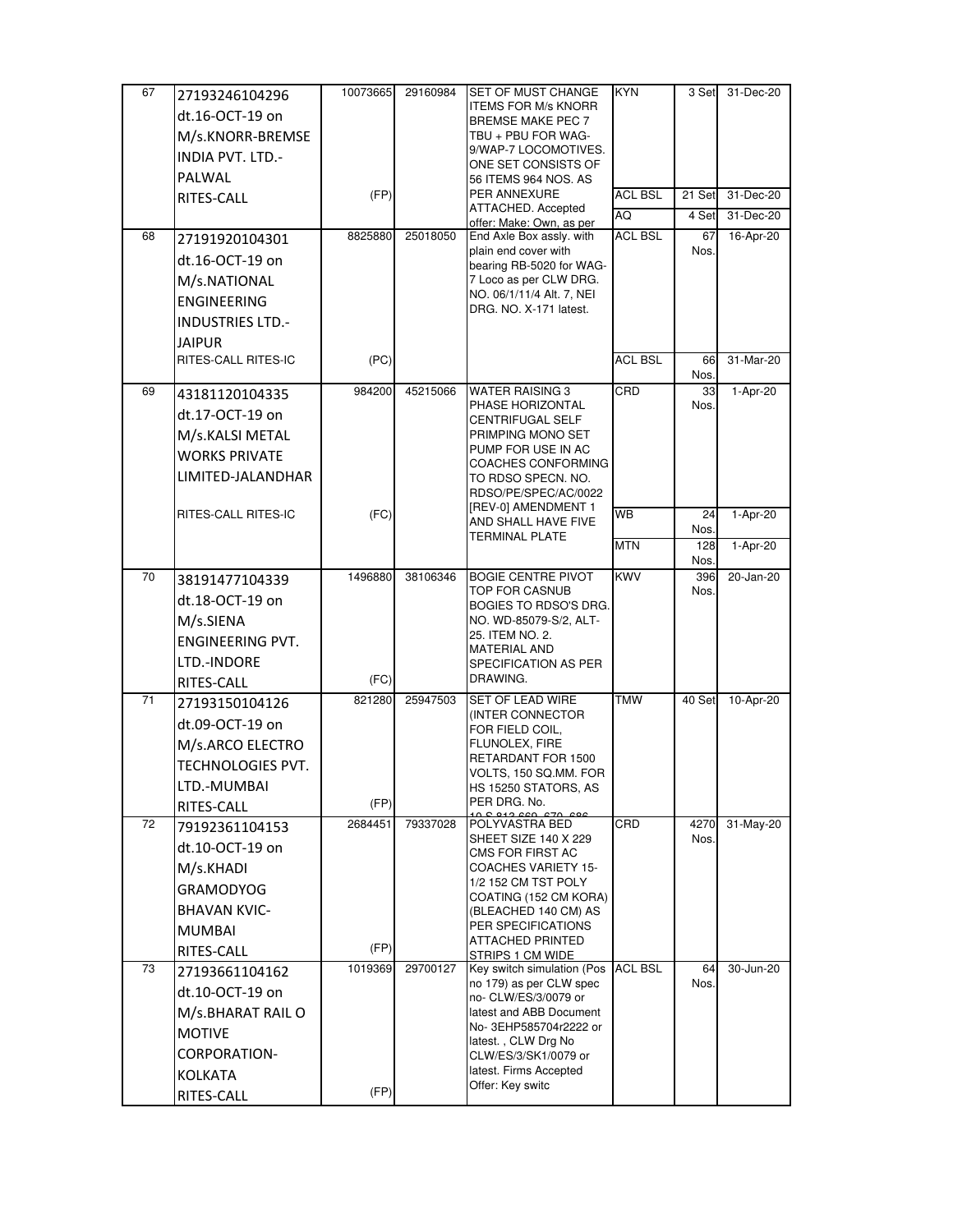| 67 | 27193246104296 dt.16-OCT-19 on M/s.KNORR-BREMSE INDIA PVT. LTD.-PALWAL RITES-CALL | 10073665 (FP) | 29160984 | SET OF MUST CHANGE ITEMS FOR M/s KNORR BREMSE MAKE PEC 7 TBU + PBU FOR WAG-9/WAP-7 LOCOMOTIVES. ONE SET CONSISTS OF 56 ITEMS 964 NOS. AS PER ANNEXURE ATTACHED. Accepted offer: Make: Own, as per | KYN | 3 Set | 31-Dec-20 |
|---|---|---|---|---|---|---|---|
| | | | | | ACL BSL | 21 Set | 31-Dec-20 |
| | | | | | AQ | 4 Set | 31-Dec-20 |
| 68 | 27191920104301 dt.16-OCT-19 on M/s.NATIONAL ENGINEERING INDUSTRIES LTD.-JAIPUR RITES-CALL RITES-IC | 8825880 (PC) | 25018050 | End Axle Box assly. with plain end cover with bearing RB-5020 for WAG-7 Loco as per CLW DRG. NO. 06/1/11/4 Alt. 7, NEI DRG. NO. X-171 latest. | ACL BSL | 67 Nos. | 16-Apr-20 |
| | | | | | ACL BSL | 66 Nos. | 31-Mar-20 |
| 69 | 43181120104335 dt.17-OCT-19 on M/s.KALSI METAL WORKS PRIVATE LIMITED-JALANDHAR RITES-CALL RITES-IC | 984200 (FC) | 45215066 | WATER RAISING 3 PHASE HORIZONTAL CENTRIFUGAL SELF PRIMPING MONO SET PUMP FOR USE IN AC COACHES CONFORMING TO RDSO SPECN. NO. RDSO/PE/SPEC/AC/0022 [REV-0] AMENDMENT 1 AND SHALL HAVE FIVE TERMINAL PLATE | CRD | 33 Nos. | 1-Apr-20 |
| | | | | | WB | 24 Nos. | 1-Apr-20 |
| | | | | | MTN | 128 Nos. | 1-Apr-20 |
| 70 | 38191477104339 dt.18-OCT-19 on M/s.SIENA ENGINEERING PVT. LTD.-INDORE RITES-CALL | 1496880 (FC) | 38106346 | BOGIE CENTRE PIVOT TOP FOR CASNUB BOGIES TO RDSO'S DRG. NO. WD-85079-S/2, ALT-25. ITEM NO. 2. MATERIAL AND SPECIFICATION AS PER DRAWING. | KWV | 396 Nos. | 20-Jan-20 |
| 71 | 27193150104126 dt.09-OCT-19 on M/s.ARCO ELECTRO TECHNOLOGIES PVT. LTD.-MUMBAI RITES-CALL | 821280 (FP) | 25947503 | SET OF LEAD WIRE (INTER CONNECTOR FOR FIELD COIL, FLUNOLEX, FIRE RETARDANT FOR 1500 VOLTS, 150 SQ.MM. FOR HS 15250 STATORS, AS PER DRG. No. 10 S 813 660, 670, 686 | TMW | 40 Set | 10-Apr-20 |
| 72 | 79192361104153 dt.10-OCT-19 on M/s.KHADI GRAMODYOG BHAVAN KVIC-MUMBAI RITES-CALL | 2684451 (FP) | 79337028 | POLYVASTRA BED SHEET SIZE 140 X 229 CMS FOR FIRST AC COACHES VARIETY 15-1/2 152 CM TST POLY COATING (152 CM KORA) (BLEACHED 140 CM) AS PER SPECIFICATIONS ATTACHED PRINTED STRIPS 1 CM WIDE | CRD | 4270 Nos. | 31-May-20 |
| 73 | 27193661104162 dt.10-OCT-19 on M/s.BHARAT RAIL O MOTIVE CORPORATION-KOLKATA RITES-CALL | 1019369 (FP) | 29700127 | Key switch simulation (Pos no 179) as per CLW spec no- CLW/ES/3/0079 or latest and ABB Document No- 3EHP585704r2222 or latest. , CLW Drg No CLW/ES/3/SK1/0079 or latest. Firms Accepted Offer: Key switc | ACL BSL | 64 Nos. | 30-Jun-20 |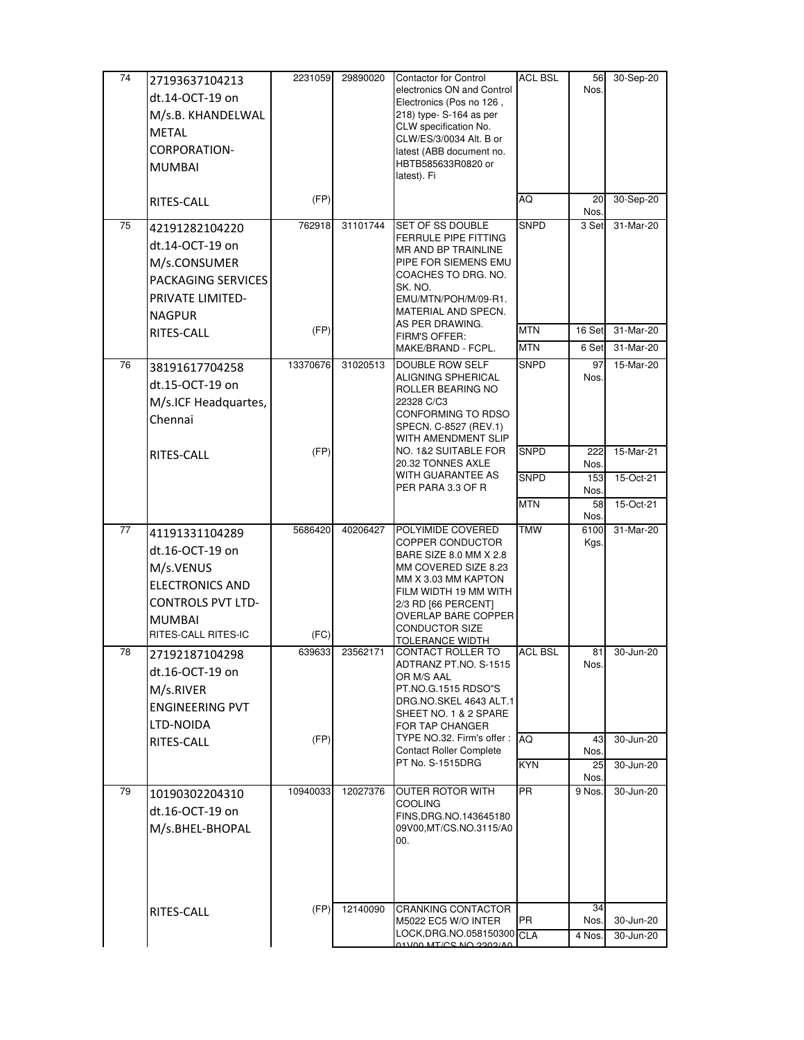| | | | | | | | |
|---|---|---|---|---|---|---|---|
| 74 | 27193637104213 dt.14-OCT-19 on M/s.B. KHANDELWAL METAL CORPORATION-MUMBAI | 2231059 | 29890020 | Contactor for Control electronics ON and Control Electronics (Pos no 126 , 218) type- S-164 as per CLW specification No. CLW/ES/3/0034 Alt. B or latest (ABB document no. HBTB585633R0820 or latest). Fi | ACL BSL | 56 Nos. | 30-Sep-20 |
| | RITES-CALL | (FP) | | | AQ | 20 Nos. | 30-Sep-20 |
| 75 | 42191282104220 dt.14-OCT-19 on M/s.CONSUMER PACKAGING SERVICES PRIVATE LIMITED-NAGPUR | 762918 | 31101744 | SET OF SS DOUBLE FERRULE PIPE FITTING MR AND BP TRAINLINE PIPE FOR SIEMENS EMU COACHES TO DRG. NO. SK. NO. EMU/MTN/POH/M/09-R1. MATERIAL AND SPECN. AS PER DRAWING. FIRM'S OFFER: MAKE/BRAND - FCPL. | SNPD | 3 Set | 31-Mar-20 |
| | RITES-CALL | (FP) | | | MTN | 16 Set | 31-Mar-20 |
| | | | | | MTN | 6 Set | 31-Mar-20 |
| 76 | 38191617704258 dt.15-OCT-19 on M/s.ICF Headquartes, Chennai | 13370676 | 31020513 | DOUBLE ROW SELF ALIGNING SPHERICAL ROLLER BEARING NO 22328 C/C3 CONFORMING TO RDSO SPECN. C-8527 (REV.1) WITH AMENDMENT SLIP NO. 1&2 SUITABLE FOR 20.32 TONNES AXLE WITH GUARANTEE AS PER PARA 3.3 OF R | SNPD | 97 Nos. | 15-Mar-20 |
| | RITES-CALL | (FP) | | | SNPD | 222 Nos. | 15-Mar-21 |
| | | | | | SNPD | 153 Nos. | 15-Oct-21 |
| | | | | | MTN | 58 Nos. | 15-Oct-21 |
| 77 | 41191331104289 dt.16-OCT-19 on M/s.VENUS ELECTRONICS AND CONTROLS PVT LTD-MUMBAI RITES-CALL RITES-IC | 5686420 (FC) | 40206427 | POLYIMIDE COVERED COPPER CONDUCTOR BARE SIZE 8.0 MM X 2.8 MM COVERED SIZE 8.23 MM X 3.03 MM KAPTON FILM WIDTH 19 MM WITH 2/3 RD [66 PERCENT] OVERLAP BARE COPPER CONDUCTOR SIZE TOLERANCE WIDTH | TMW | 6100 Kgs. | 31-Mar-20 |
| 78 | 27192187104298 dt.16-OCT-19 on M/s.RIVER ENGINEERING PVT LTD-NOIDA | 639633 | 23562171 | CONTACT ROLLER TO ADTRANZ PT.NO. S-1515 OR M/S AAL PT.NO.G.1515 RDSO"S DRG.NO.SKEL 4643 ALT.1 SHEET NO. 1 & 2 SPARE FOR TAP CHANGER TYPE NO.32. Firm's offer : Contact Roller Complete PT No. S-1515DRG | ACL BSL | 81 Nos. | 30-Jun-20 |
| | RITES-CALL | (FP) | | | AQ | 43 Nos. | 30-Jun-20 |
| | | | | | KYN | 25 Nos. | 30-Jun-20 |
| 79 | 10190302204310 dt.16-OCT-19 on M/s.BHEL-BHOPAL | 10940033 | 12027376 | OUTER ROTOR WITH COOLING FINS,DRG.NO.143645180 09V00,MT/CS.NO.3115/A0 00. | PR | 9 Nos. | 30-Jun-20 |
| | RITES-CALL | (FP) | 12140090 | CRANKING CONTACTOR M5022 EC5 W/O INTER LOCK,DRG.NO.058150300 01V00 MT/CS NO 2202/A0 | PR | 34 Nos. | 30-Jun-20 |
| | | | | | CLA | 4 Nos. | 30-Jun-20 |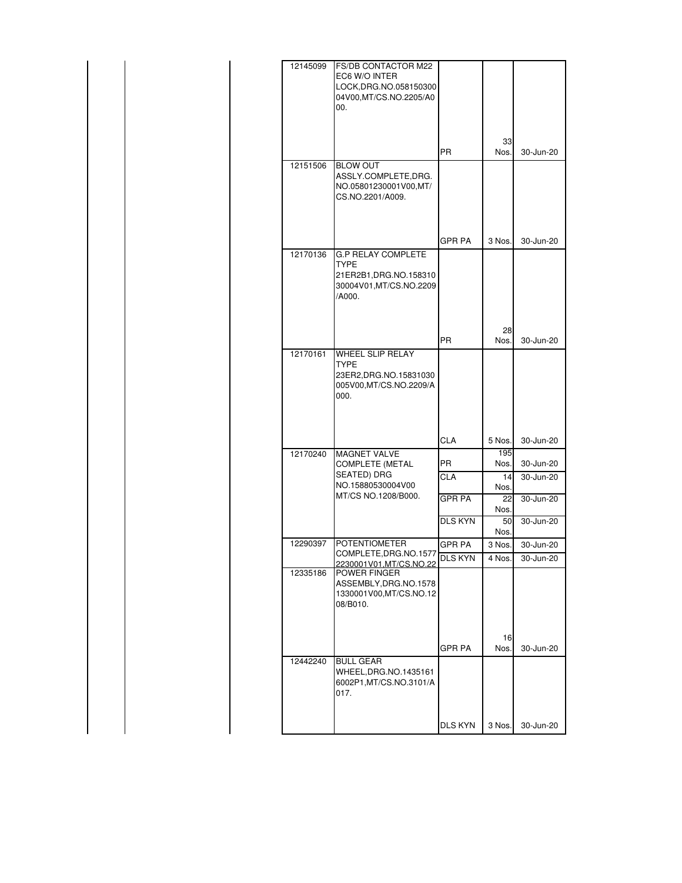| | | | | | | |
|---|---|---|---|---|---|---|
| | | | 12145099 | FS/DB CONTACTOR M22 EC6 W/O INTER LOCK,DRG.NO.05815030004V00,MT/CS.NO.2205/A000. | PR | 33 Nos. | 30-Jun-20 |
| | | | 12151506 | BLOW OUT ASSLY.COMPLETE,DRG. NO.05801230001V00,MT/ CS.NO.2201/A009. | GPR PA | 3 Nos. | 30-Jun-20 |
| | | | 12170136 | G.P RELAY COMPLETE TYPE 21ER2B1,DRG.NO.15831030004V01,MT/CS.NO.2209/A000. | PR | 28 Nos. | 30-Jun-20 |
| | | | 12170161 | WHEEL SLIP RELAY TYPE 23ER2,DRG.NO.15831030005V00,MT/CS.NO.2209/A000. | CLA | 5 Nos. | 30-Jun-20 |
| | | | 12170240 | MAGNET VALVE COMPLETE (METAL SEATED) DRG NO.15880530004V00 MT/CS NO.1208/B000. | PR | 195 Nos. | 30-Jun-20 |
| | | | | | CLA | 14 Nos. | 30-Jun-20 |
| | | | | | GPR PA | 22 Nos. | 30-Jun-20 |
| | | | | | DLS KYN | 50 Nos. | 30-Jun-20 |
| | | | 12290397 | POTENTIOMETER COMPLETE,DRG.NO.15772230001V01,MT/CS.NO.22 | GPR PA | 3 Nos. | 30-Jun-20 |
| | | | | | DLS KYN | 4 Nos. | 30-Jun-20 |
| | | | 12335186 | POWER FINGER ASSEMBLY,DRG.NO.15781330001V00,MT/CS.NO.1208/B010. | GPR PA | 16 Nos. | 30-Jun-20 |
| | | | 12442240 | BULL GEAR WHEEL,DRG.NO.14351616002P1,MT/CS.NO.3101/A017. | DLS KYN | 3 Nos. | 30-Jun-20 |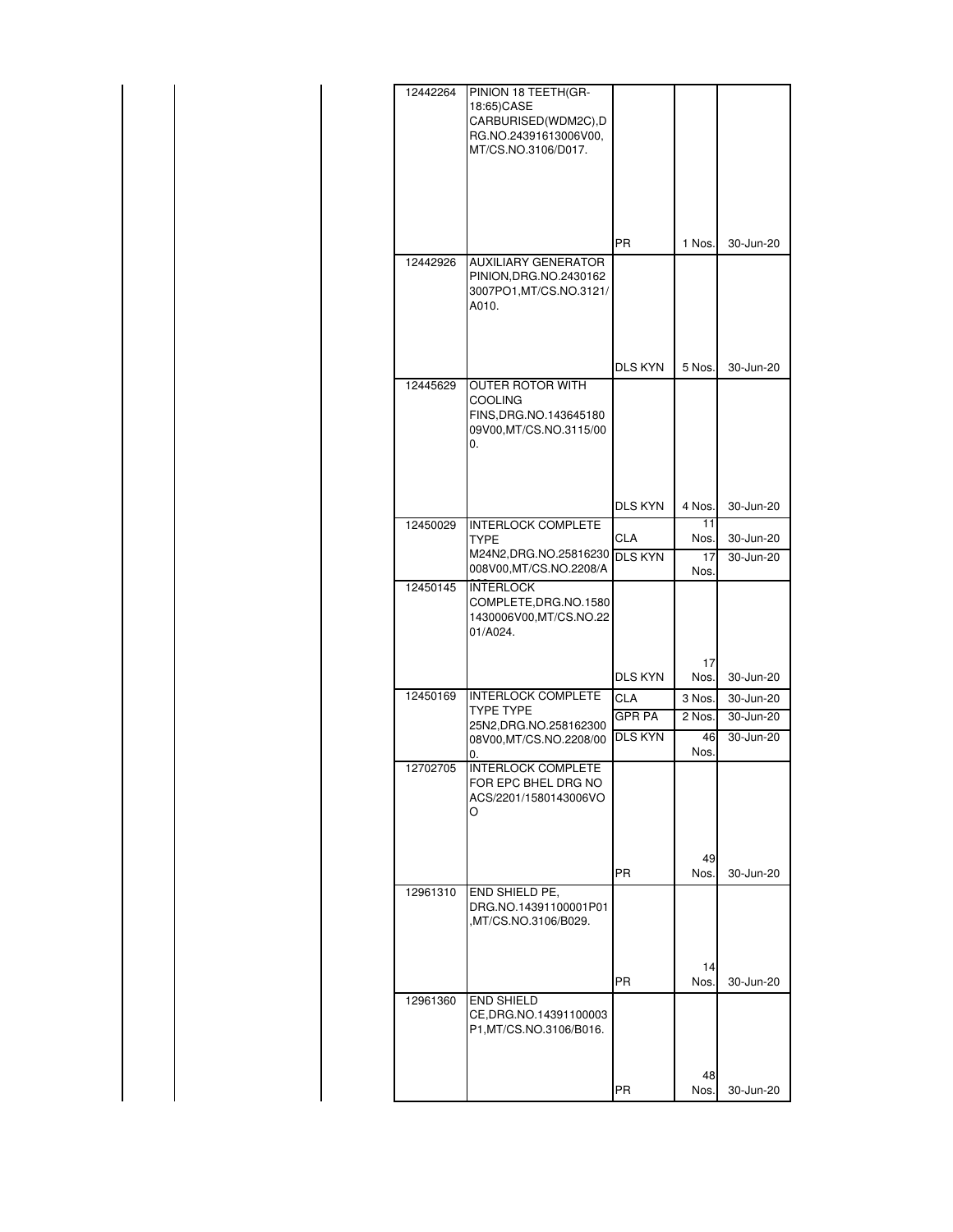| | | | | | | |
|---|---|---|---|---|---|---|
| | | | 12442264 | PINION 18 TEETH(GR-18:65)CASE CARBURISED(WDM2C),DRG.NO.24391613006V00,MT/CS.NO.3106/D017. | PR | 1 Nos. | 30-Jun-20 |
| | | | 12442926 | AUXILIARY GENERATOR PINION,DRG.NO.24301623007PO1,MT/CS.NO.3121/A010. | DLS KYN | 5 Nos. | 30-Jun-20 |
| | | | 12445629 | OUTER ROTOR WITH COOLING FINS,DRG.NO.14364518009V00,MT/CS.NO.3115/000. | DLS KYN | 4 Nos. | 30-Jun-20 |
| | | | 12450029 | INTERLOCK COMPLETE TYPE M24N2,DRG.NO.25816230008V00,MT/CS.NO.2208/A | CLA | 11 Nos. | 30-Jun-20 |
| | | | | | DLS KYN | 17 Nos. | 30-Jun-20 |
| | | | 12450145 | INTERLOCK COMPLETE,DRG.NO.15801430006V00,MT/CS.NO.2201/A024. | DLS KYN | 17 Nos. | 30-Jun-20 |
| | | | 12450169 | INTERLOCK COMPLETE TYPE TYPE 25N2,DRG.NO.25816230008V00,MT/CS.NO.2208/000. | CLA | 3 Nos. | 30-Jun-20 |
| | | | | | GPR PA | 2 Nos. | 30-Jun-20 |
| | | | | | DLS KYN | 46 Nos. | 30-Jun-20 |
| | | | 12702705 | INTERLOCK COMPLETE FOR EPC BHEL DRG NO ACS/2201/1580143006VOO | PR | 49 Nos. | 30-Jun-20 |
| | | | 12961310 | END SHIELD PE, DRG.NO.14391100001P01,MT/CS.NO.3106/B029. | PR | 14 Nos. | 30-Jun-20 |
| | | | 12961360 | END SHIELD CE,DRG.NO.14391100003P1,MT/CS.NO.3106/B016. | PR | 48 Nos. | 30-Jun-20 |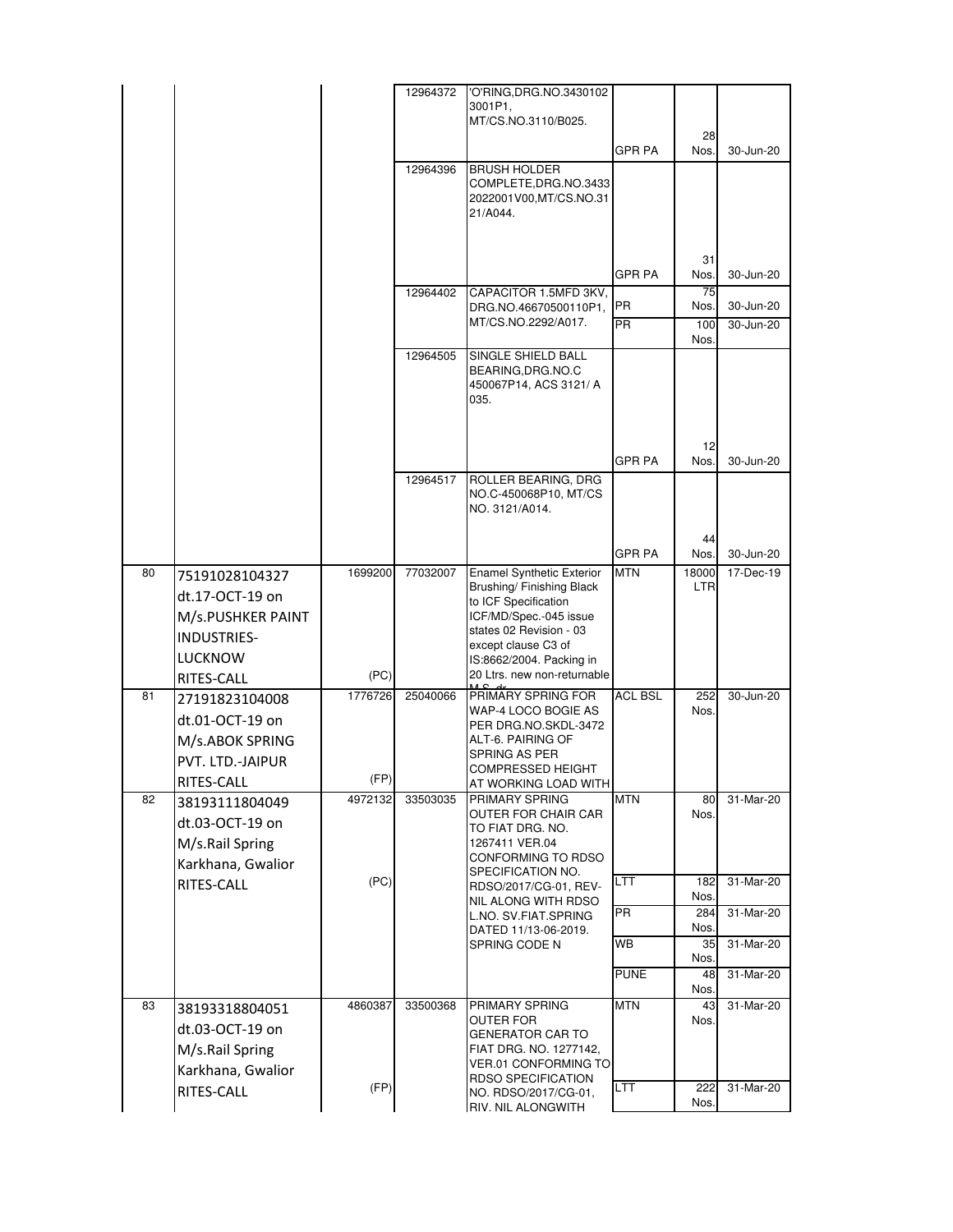| | | | | | | | |
|---|---|---|---|---|---|---|---|
| | | | 12964372 | 'O'RING,DRG.NO.3430102 3001P1, MT/CS.NO.3110/B025. | GPR PA | 28 Nos. | 30-Jun-20 |
| | | | 12964396 | BRUSH HOLDER COMPLETE,DRG.NO.3433 2022001V00,MT/CS.NO.31 21/A044. | GPR PA | 31 Nos. | 30-Jun-20 |
| | | | 12964402 | CAPACITOR 1.5MFD 3KV, DRG.NO.46670500110P1, MT/CS.NO.2292/A017. | PR | 75 Nos. | 30-Jun-20 |
| | | | | | PR | 100 Nos. | 30-Jun-20 |
| | | | 12964505 | SINGLE SHIELD BALL BEARING,DRG.NO.C 450067P14, ACS 3121/ A 035. | GPR PA | 12 Nos. | 30-Jun-20 |
| | | | 12964517 | ROLLER BEARING, DRG NO.C-450068P10, MT/CS NO. 3121/A014. | GPR PA | 44 Nos. | 30-Jun-20 |
| 80 | 75191028104327 dt.17-OCT-19 on M/s.PUSHKER PAINT INDUSTRIES-LUCKNOW RITES-CALL | 1699200 (PC) | 77032007 | Enamel Synthetic Exterior Brushing/ Finishing Black to ICF Specification ICF/MD/Spec.-045 issue states 02 Revision - 03 except clause C3 of IS:8662/2004. Packing in 20 Ltrs. new non-returnable M.S. dr | MTN | 18000 LTR | 17-Dec-19 |
| 81 | 27191823104008 dt.01-OCT-19 on M/s.ABOK SPRING PVT. LTD.-JAIPUR RITES-CALL | 1776726 (FP) | 25040066 | PRIMARY SPRING FOR WAP-4 LOCO BOGIE AS PER DRG.NO.SKDL-3472 ALT-6. PAIRING OF SPRING AS PER COMPRESSED HEIGHT AT WORKING LOAD WITH | ACL BSL | 252 Nos. | 30-Jun-20 |
| 82 | 38193111804049 dt.03-OCT-19 on M/s.Rail Spring Karkhana, Gwalior RITES-CALL | 4972132 (PC) | 33503035 | PRIMARY SPRING OUTER FOR CHAIR CAR TO FIAT DRG. NO. 1267411 VER.04 CONFORMING TO RDSO SPECIFICATION NO. RDSO/2017/CG-01, REV-NIL ALONG WITH RDSO L.NO. SV.FIAT.SPRING DATED 11/13-06-2019. SPRING CODE N | MTN | 80 Nos. | 31-Mar-20 |
| | | | | | LTT | 182 Nos. | 31-Mar-20 |
| | | | | | PR | 284 Nos. | 31-Mar-20 |
| | | | | | WB | 35 Nos. | 31-Mar-20 |
| | | | | | PUNE | 48 Nos. | 31-Mar-20 |
| 83 | 38193318804051 dt.03-OCT-19 on M/s.Rail Spring Karkhana, Gwalior RITES-CALL | 4860387 (FP) | 33500368 | PRIMARY SPRING OUTER FOR GENERATOR CAR TO FIAT DRG. NO. 1277142, VER.01 CONFORMING TO RDSO SPECIFICATION NO. RDSO/2017/CG-01, RIV. NIL ALONGWITH | MTN | 43 Nos. | 31-Mar-20 |
| | | | | | LTT | 222 Nos. | 31-Mar-20 |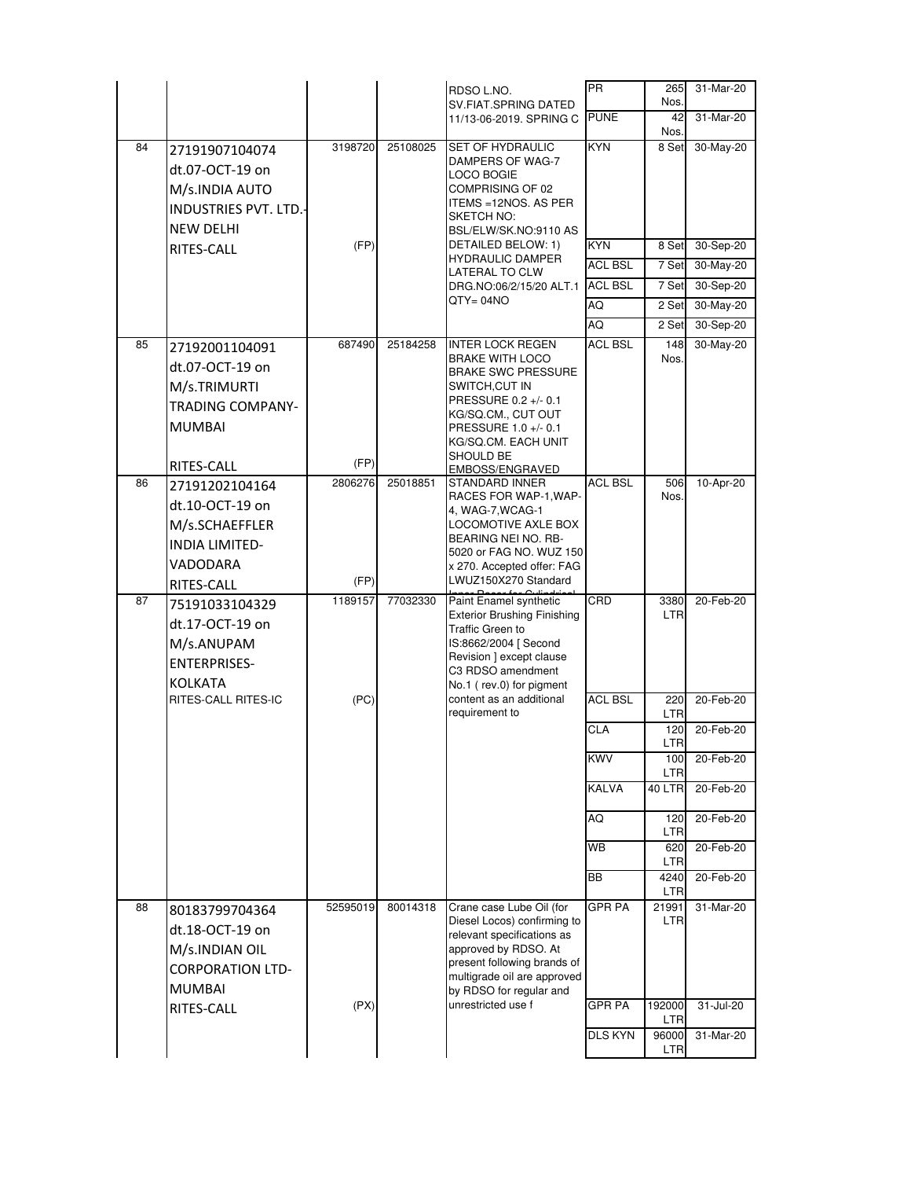| | | | | | | | |
|---|---|---|---|---|---|---|---|
| | | | | RDSO L.NO. SV.FIAT.SPRING DATED 11/13-06-2019. SPRING C | PR | 265 Nos. | 31-Mar-20 |
| | | | | | PUNE | 42 Nos. | 31-Mar-20 |
| 84 | 27191907104074 dt.07-OCT-19 on M/s.INDIA AUTO INDUSTRIES PVT. LTD.-NEW DELHI RITES-CALL | 3198720 (FP) | 25108025 | SET OF HYDRAULIC DAMPERS OF WAG-7 LOCO BOGIE COMPRISING OF 02 ITEMS =12NOS. AS PER SKETCH NO: BSL/ELW/SK.NO:9110 AS DETAILED BELOW: 1) HYDRAULIC DAMPER LATERAL TO CLW DRG.NO:06/2/15/20 ALT.1 QTY= 04NO | KYN | 8 Set | 30-May-20 |
| | | | | | KYN | 8 Set | 30-Sep-20 |
| | | | | | ACL BSL | 7 Set | 30-May-20 |
| | | | | | ACL BSL | 7 Set | 30-Sep-20 |
| | | | | | AQ | 2 Set | 30-May-20 |
| | | | | | AQ | 2 Set | 30-Sep-20 |
| 85 | 27192001104091 dt.07-OCT-19 on M/s.TRIMURTI TRADING COMPANY-MUMBAI RITES-CALL | 687490 (FP) | 25184258 | INTER LOCK REGEN BRAKE WITH LOCO BRAKE SWC PRESSURE SWITCH,CUT IN PRESSURE 0.2 +/- 0.1 KG/SQ.CM., CUT OUT PRESSURE 1.0 +/- 0.1 KG/SQ.CM. EACH UNIT SHOULD BE EMBOSS/ENGRAVED | ACL BSL | 148 Nos. | 30-May-20 |
| 86 | 27191202104164 dt.10-OCT-19 on M/s.SCHAEFFLER INDIA LIMITED-VADODARA RITES-CALL | 2806276 (FP) | 25018851 | STANDARD INNER RACES FOR WAP-1,WAP-4, WAG-7,WCAG-1 LOCOMOTIVE AXLE BOX BEARING NEI NO. RB-5020 or FAG NO. WUZ 150 x 270. Accepted offer: FAG LWUZ150X270 Standard Inner Races for Cylindrical | ACL BSL | 506 Nos. | 10-Apr-20 |
| 87 | 75191033104329 dt.17-OCT-19 on M/s.ANUPAM ENTERPRISES-KOLKATA RITES-CALL RITES-IC | 1189157 (PC) | 77032330 | Paint Enamel synthetic Exterior Brushing Finishing Traffic Green to IS:8662/2004 [ Second Revision ] except clause C3 RDSO amendment No.1 ( rev.0) for pigment content as an additional requirement to | CRD | 3380 LTR | 20-Feb-20 |
| | | | | | ACL BSL | 220 LTR | 20-Feb-20 |
| | | | | | CLA | 120 LTR | 20-Feb-20 |
| | | | | | KWV | 100 LTR | 20-Feb-20 |
| | | | | | KALVA | 40 LTR | 20-Feb-20 |
| | | | | | AQ | 120 LTR | 20-Feb-20 |
| | | | | | WB | 620 LTR | 20-Feb-20 |
| | | | | | BB | 4240 LTR | 20-Feb-20 |
| 88 | 80183799704364 dt.18-OCT-19 on M/s.INDIAN OIL CORPORATION LTD-MUMBAI RITES-CALL | 52595019 (PX) | 80014318 | Crane case Lube Oil (for Diesel Locos) confirming to relevant specifications as approved by RDSO. At present following brands of multigrade oil are approved by RDSO for regular and unrestricted use f | GPR PA | 21991 LTR | 31-Mar-20 |
| | | | | | GPR PA | 192000 LTR | 31-Jul-20 |
| | | | | | DLS KYN | 96000 LTR | 31-Mar-20 |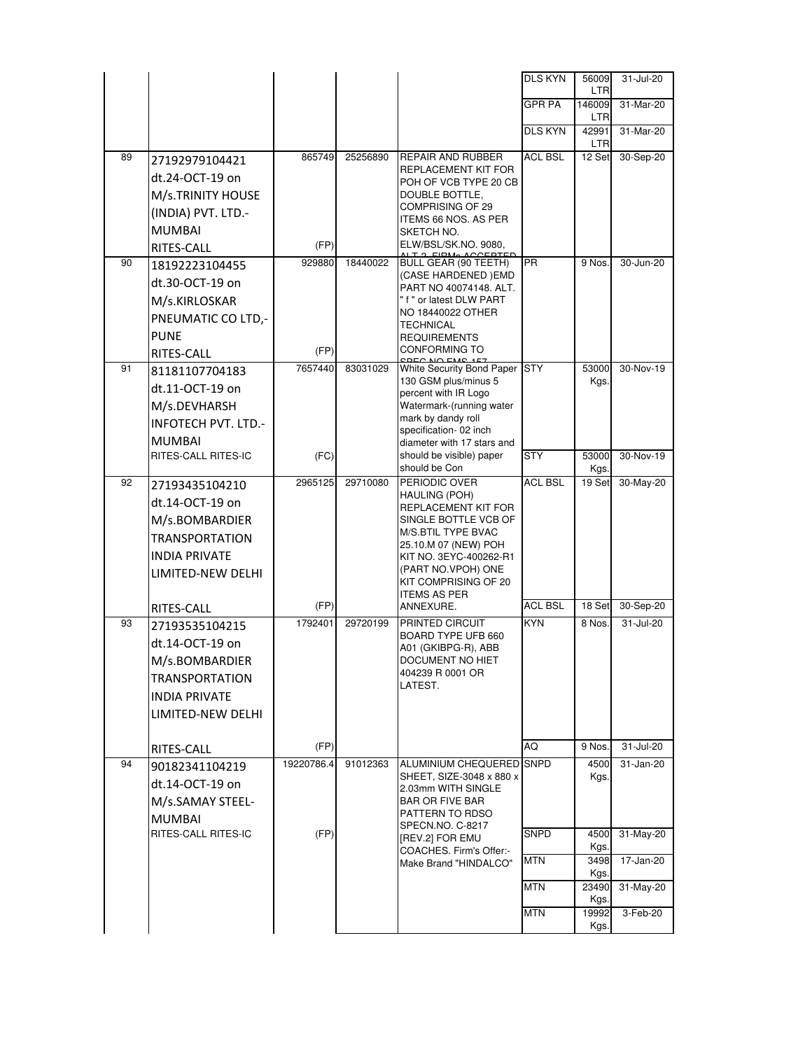|  |  |  |  |  |  |  |  |
|---|---|---|---|---|---|---|---|
|  |  |  |  |  | DLS KYN | 56009 LTR | 31-Jul-20 |
|  |  |  |  |  | GPR PA | 146009 LTR | 31-Mar-20 |
|  |  |  |  |  | DLS KYN | 42991 LTR | 31-Mar-20 |
| 89 | 27192979104421 dt.24-OCT-19 on M/s.TRINITY HOUSE (INDIA) PVT. LTD.-MUMBAI RITES-CALL | 865749 (FP) | 25256890 | REPAIR AND RUBBER REPLACEMENT KIT FOR POH OF VCB TYPE 20 CB DOUBLE BOTTLE, COMPRISING OF 29 ITEMS 66 NOS. AS PER SKETCH NO. ELW/BSL/SK.NO. 9080, ALT 2. FIRMs ACCEPTED | ACL BSL | 12 Set | 30-Sep-20 |
| 90 | 18192223104455 dt.30-OCT-19 on M/s.KIRLOSKAR PNEUMATIC CO LTD,-PUNE RITES-CALL | 929880 (FP) | 18440022 | BULL GEAR (90 TEETH) (CASE HARDENED )EMD PART NO 40074148. ALT. " f " or latest DLW PART NO 18440022 OTHER TECHNICAL REQUIREMENTS CONFORMING TO SPEC NO EMS 157 | PR | 9 Nos. | 30-Jun-20 |
| 91 | 81181107704183 dt.11-OCT-19 on M/s.DEVHARSH INFOTECH PVT. LTD.-MUMBAI RITES-CALL RITES-IC | 7657440 (FC) | 83031029 | White Security Bond Paper 130 GSM plus/minus 5 percent with IR Logo Watermark-(running water mark by dandy roll specification- 02 inch diameter with 17 stars and should be visible) paper should be Con | STY | 53000 Kgs. | 30-Nov-19 |
|  |  |  |  |  | STY | 53000 Kgs. | 30-Nov-19 |
| 92 | 27193435104210 dt.14-OCT-19 on M/s.BOMBARDIER TRANSPORTATION INDIA PRIVATE LIMITED-NEW DELHI RITES-CALL | 2965125 (FP) | 29710080 | PERIODIC OVER HAULING (POH) REPLACEMENT KIT FOR SINGLE BOTTLE VCB OF M/S.BTIL TYPE BVAC 25.10.M 07 (NEW) POH KIT NO. 3EYC-400262-R1 (PART NO.VPOH) ONE KIT COMPRISING OF 20 ITEMS AS PER ANNEXURE. | ACL BSL | 19 Set | 30-May-20 |
|  |  |  |  |  | ACL BSL | 18 Set | 30-Sep-20 |
| 93 | 27193535104215 dt.14-OCT-19 on M/s.BOMBARDIER TRANSPORTATION INDIA PRIVATE LIMITED-NEW DELHI RITES-CALL | 1792401 (FP) | 29720199 | PRINTED CIRCUIT BOARD TYPE UFB 660 A01 (GKIBPG-R), ABB DOCUMENT NO HIET 404239 R 0001 OR LATEST. | KYN | 8 Nos. | 31-Jul-20 |
|  |  |  |  |  | AQ | 9 Nos. | 31-Jul-20 |
| 94 | 90182341104219 dt.14-OCT-19 on M/s.SAMAY STEEL-MUMBAI RITES-CALL RITES-IC | 19220786.4 (FP) | 91012363 | ALUMINIUM CHEQUERED SHEET, SIZE-3048 x 880 x 2.03mm WITH SINGLE BAR OR FIVE BAR PATTERN TO RDSO SPECN.NO. C-8217 [REV.2] FOR EMU COACHES. Firm's Offer:- Make Brand "HINDALCO" | SNPD | 4500 Kgs. | 31-Jan-20 |
|  |  |  |  |  | SNPD | 4500 Kgs. | 31-May-20 |
|  |  |  |  |  | MTN | 3498 Kgs. | 17-Jan-20 |
|  |  |  |  |  | MTN | 23490 Kgs. | 31-May-20 |
|  |  |  |  |  | MTN | 19992 Kgs. | 3-Feb-20 |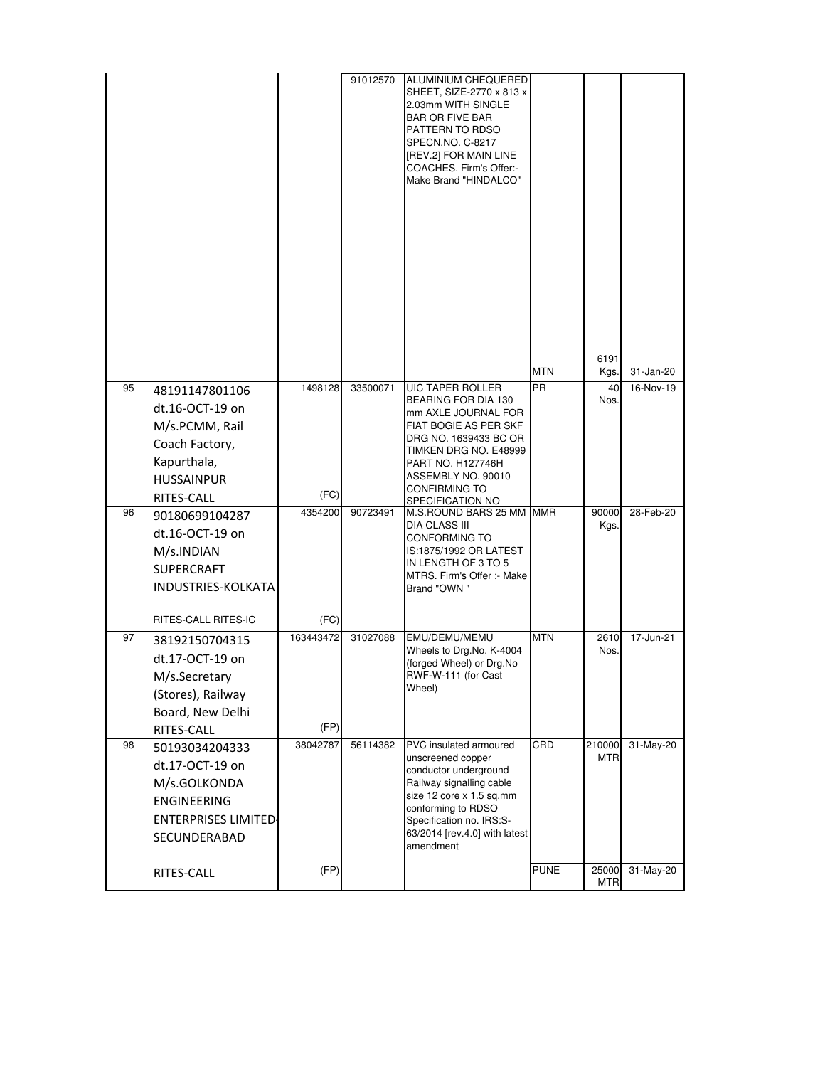|  |  |  | 91012570 | ALUMINIUM CHEQUERED SHEET, SIZE-2770 x 813 x 2.03mm WITH SINGLE BAR OR FIVE BAR PATTERN TO RDSO SPECN.NO. C-8217 [REV.2] FOR MAIN LINE COACHES. Firm's Offer:- Make Brand "HINDALCO" | MTN | 6191 Kgs. | 31-Jan-20 |
|---|---|---|---|---|---|---|---|
| 95 | 48191147801106 dt.16-OCT-19 on M/s.PCMM, Rail Coach Factory, Kapurthala, HUSSAINPUR RITES-CALL | 1498128 (FC) | 33500071 | UIC TAPER ROLLER BEARING FOR DIA 130 mm AXLE JOURNAL FOR FIAT BOGIE AS PER SKF DRG NO. 1639433 BC OR TIMKEN DRG NO. E48999 PART NO. H127746H ASSEMBLY NO. 90010 CONFIRMING TO SPECIFICATION NO | PR | 40 Nos. | 16-Nov-19 |
| 96 | 90180699104287 dt.16-OCT-19 on M/s.INDIAN SUPERCRAFT INDUSTRIES-KOLKATA RITES-CALL RITES-IC | 4354200 (FC) | 90723491 | M.S.ROUND BARS 25 MM DIA CLASS III CONFORMING TO IS:1875/1992 OR LATEST IN LENGTH OF 3 TO 5 MTRS. Firm's Offer :- Make Brand "OWN " | MMR | 90000 Kgs. | 28-Feb-20 |
| 97 | 38192150704315 dt.17-OCT-19 on M/s.Secretary (Stores), Railway Board, New Delhi RITES-CALL | 163443472 (FP) | 31027088 | EMU/DEMU/MEMU Wheels to Drg.No. K-4004 (forged Wheel) or Drg.No RWF-W-111 (for Cast Wheel) | MTN | 2610 Nos. | 17-Jun-21 |
| 98 | 50193034204333 dt.17-OCT-19 on M/s.GOLKONDA ENGINEERING ENTERPRISES LIMITED-SECUNDERABAD RITES-CALL | 38042787 (FP) | 56114382 | PVC insulated armoured unscreened copper conductor underground Railway signalling cable size 12 core x 1.5 sq.mm conforming to RDSO Specification no. IRS:S-63/2014 [rev.4.0] with latest amendment | CRD | 210000 MTR | 31-May-20 |
|  |  |  |  |  | PUNE | 25000 MTR | 31-May-20 |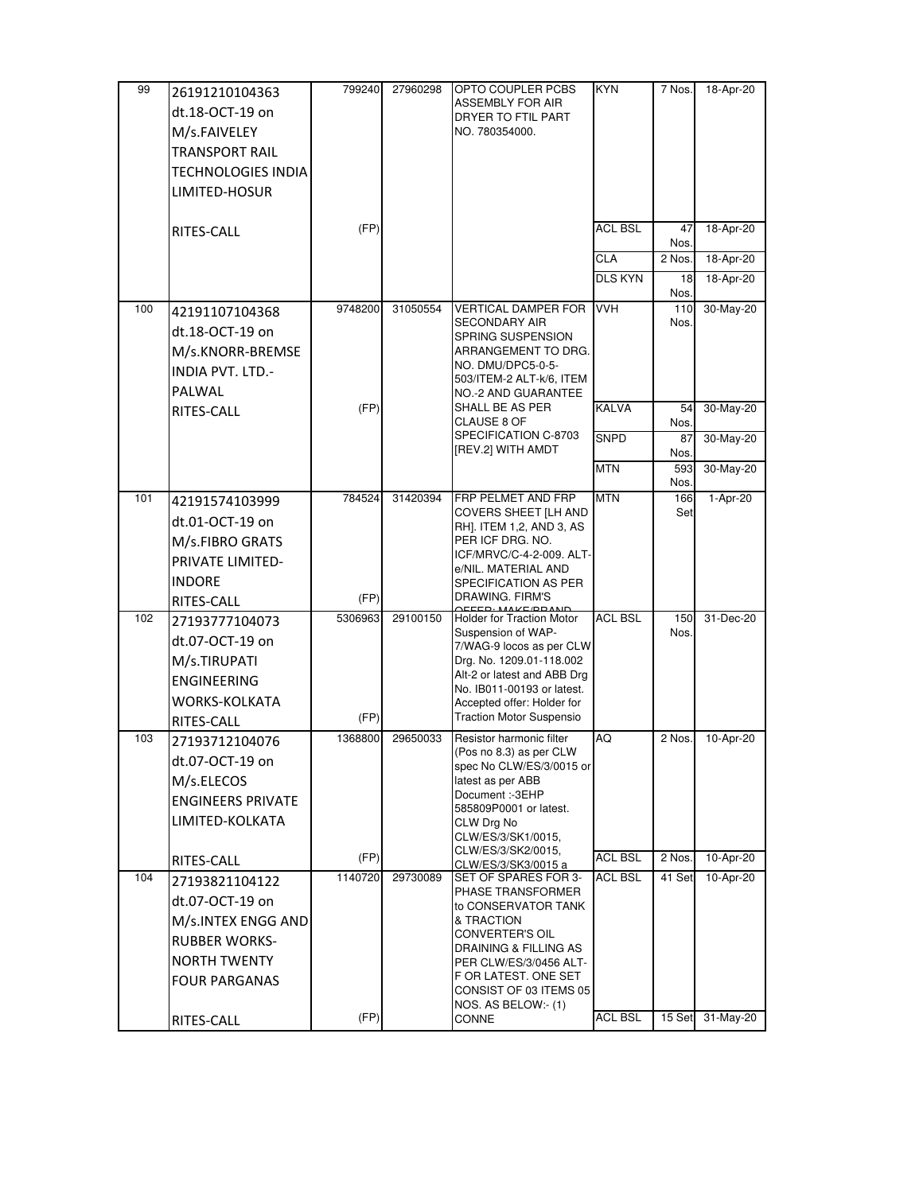| 99 | 26191210104363 dt.18-OCT-19 on M/s.FAIVELEY TRANSPORT RAIL TECHNOLOGIES INDIA LIMITED-HOSUR RITES-CALL | 799240 (FP) | 27960298 | OPTO COUPLER PCBS ASSEMBLY FOR AIR DRYER TO FTIL PART NO. 780354000. | KYN | 7 Nos. | 18-Apr-20 |
|---|---|---|---|---|---|---|---|
| | | | | | ACL BSL | 47 Nos. | 18-Apr-20 |
| | | | | | CLA | 2 Nos. | 18-Apr-20 |
| | | | | | DLS KYN | 18 Nos. | 18-Apr-20 |
| 100 | 42191107104368 dt.18-OCT-19 on M/s.KNORR-BREMSE INDIA PVT. LTD.-PALWAL RITES-CALL | 9748200 (FP) | 31050554 | VERTICAL DAMPER FOR SECONDARY AIR SPRING SUSPENSION ARRANGEMENT TO DRG. NO. DMU/DPC5-0-5-503/ITEM-2 ALT-k/6, ITEM NO.-2 AND GUARANTEE SHALL BE AS PER CLAUSE 8 OF SPECIFICATION C-8703 [REV.2] WITH AMDT | VVH | 110 Nos. | 30-May-20 |
| | | | | | KALVA | 54 Nos. | 30-May-20 |
| | | | | | SNPD | 87 Nos. | 30-May-20 |
| | | | | | MTN | 593 Nos. | 30-May-20 |
| 101 | 42191574103999 dt.01-OCT-19 on M/s.FIBRO GRATS PRIVATE LIMITED-INDORE RITES-CALL | 784524 (FP) | 31420394 | FRP PELMET AND FRP COVERS SHEET [LH AND RH]. ITEM 1,2, AND 3, AS PER ICF DRG. NO. ICF/MRVC/C-4-2-009. ALT-e/NIL. MATERIAL AND SPECIFICATION AS PER DRAWING. FIRM'S OFFER: MAKE/BRAND | MTN | 166 Set | 1-Apr-20 |
| 102 | 27193777104073 dt.07-OCT-19 on M/s.TIRUPATI ENGINEERING WORKS-KOLKATA RITES-CALL | 5306963 (FP) | 29100150 | Holder for Traction Motor Suspension of WAP-7/WAG-9 locos as per CLW Drg. No. 1209.01-118.002 Alt-2 or latest and ABB Drg No. IB011-00193 or latest. Accepted offer: Holder for Traction Motor Suspensio | ACL BSL | 150 Nos. | 31-Dec-20 |
| 103 | 27193712104076 dt.07-OCT-19 on M/s.ELECOS ENGINEERS PRIVATE LIMITED-KOLKATA RITES-CALL | 1368800 (FP) | 29650033 | Resistor harmonic filter (Pos no 8.3) as per CLW spec No CLW/ES/3/0015 or latest as per ABB Document :-3EHP 585809P0001 or latest. CLW Drg No CLW/ES/3/SK1/0015, CLW/ES/3/SK2/0015, CLW/ES/3/SK3/0015 a | AQ | 2 Nos. | 10-Apr-20 |
| | | | | | ACL BSL | 2 Nos. | 10-Apr-20 |
| 104 | 27193821104122 dt.07-OCT-19 on M/s.INTEX ENGG AND RUBBER WORKS-NORTH TWENTY FOUR PARGANAS RITES-CALL | 1140720 (FP) | 29730089 | SET OF SPARES FOR 3-PHASE TRANSFORMER to CONSERVATOR TANK & TRACTION CONVERTER'S OIL DRAINING & FILLING AS PER CLW/ES/3/0456 ALT-F OR LATEST. ONE SET CONSIST OF 03 ITEMS 05 NOS. AS BELOW:- (1) CONNE | ACL BSL | 41 Set | 10-Apr-20 |
| | | | | | ACL BSL | 15 Set | 31-May-20 |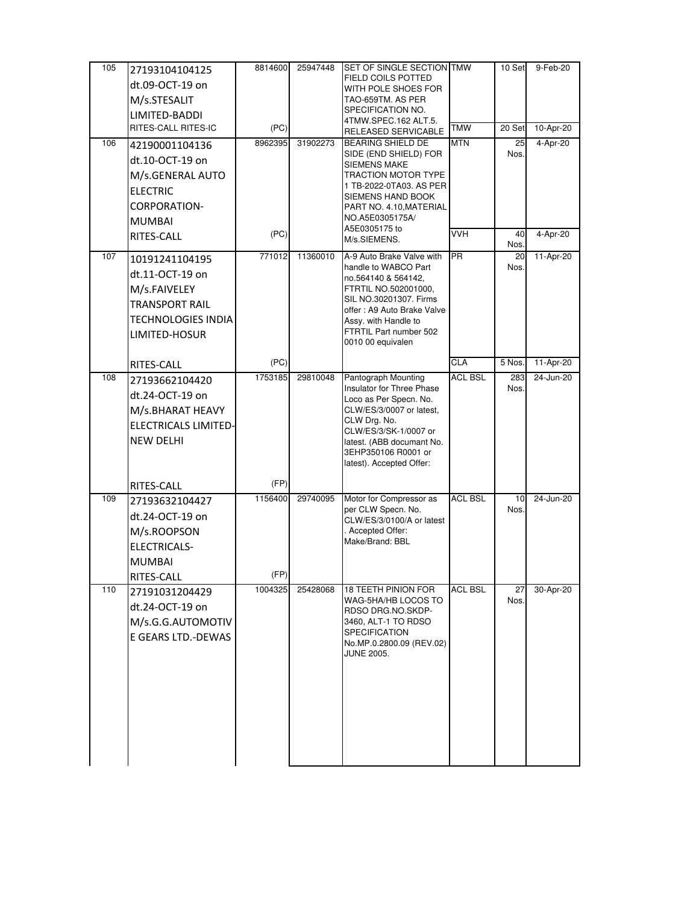| | | | | | | | |
|---|---|---|---|---|---|---|---|
| 105 | 27193104104125 dt.09-OCT-19 on M/s.STESALIT LIMITED-BADDI RITES-CALL RITES-IC | 8814600 (PC) | 25947448 | SET OF SINGLE SECTION FIELD COILS POTTED WITH POLE SHOES FOR TAO-659TM. AS PER SPECIFICATION NO. 4TMW.SPEC.162 ALT.5. RELEASED SERVICABLE | TMW | 10 Set | 9-Feb-20 |
| | | | | | TMW | 20 Set | 10-Apr-20 |
| 106 | 42190001104136 dt.10-OCT-19 on M/s.GENERAL AUTO ELECTRIC CORPORATION-MUMBAI RITES-CALL | 8962395 (PC) | 31902273 | BEARING SHIELD DE SIDE (END SHIELD) FOR SIEMENS MAKE TRACTION MOTOR TYPE 1 TB-2022-0TA03. AS PER SIEMENS HAND BOOK PART NO. 4.10,MATERIAL NO.A5E0305175A/ A5E0305175 to M/s.SIEMENS. | MTN | 25 Nos. | 4-Apr-20 |
| | | | | | VVH | 40 Nos. | 4-Apr-20 |
| 107 | 10191241104195 dt.11-OCT-19 on M/s.FAIVELEY TRANSPORT RAIL TECHNOLOGIES INDIA LIMITED-HOSUR RITES-CALL | 771012 (PC) | 11360010 | A-9 Auto Brake Valve with handle to WABCO Part no.564140 & 564142, FTRTIL NO.502001000, SIL NO.30201307. Firms offer : A9 Auto Brake Valve Assy. with Handle to FTRTIL Part number 502 0010 00 equivalen | PR | 20 Nos. | 11-Apr-20 |
| | | | | | CLA | 5 Nos. | 11-Apr-20 |
| 108 | 27193662104420 dt.24-OCT-19 on M/s.BHARAT HEAVY ELECTRICALS LIMITED-NEW DELHI RITES-CALL | 1753185 (FP) | 29810048 | Pantograph Mounting Insulator for Three Phase Loco as Per Specn. No. CLW/ES/3/0007 or latest, CLW Drg. No. CLW/ES/3/SK-1/0007 or latest. (ABB documant No. 3EHP350106 R0001 or latest). Accepted Offer: | ACL BSL | 283 Nos. | 24-Jun-20 |
| 109 | 27193632104427 dt.24-OCT-19 on M/s.ROOPSON ELECTRICALS-MUMBAI RITES-CALL | 1156400 (FP) | 29740095 | Motor for Compressor as per CLW Specn. No. CLW/ES/3/0100/A or latest . Accepted Offer: Make/Brand: BBL | ACL BSL | 10 Nos. | 24-Jun-20 |
| 110 | 27191031204429 dt.24-OCT-19 on M/s.G.G.AUTOMOTIVE GEARS LTD.-DEWAS | 1004325 | 25428068 | 18 TEETH PINION FOR WAG-5HA/HB LOCOS TO RDSO DRG.NO.SKDP-3460, ALT-1 TO RDSO SPECIFICATION No.MP.0.2800.09 (REV.02) JUNE 2005. | ACL BSL | 27 Nos. | 30-Apr-20 |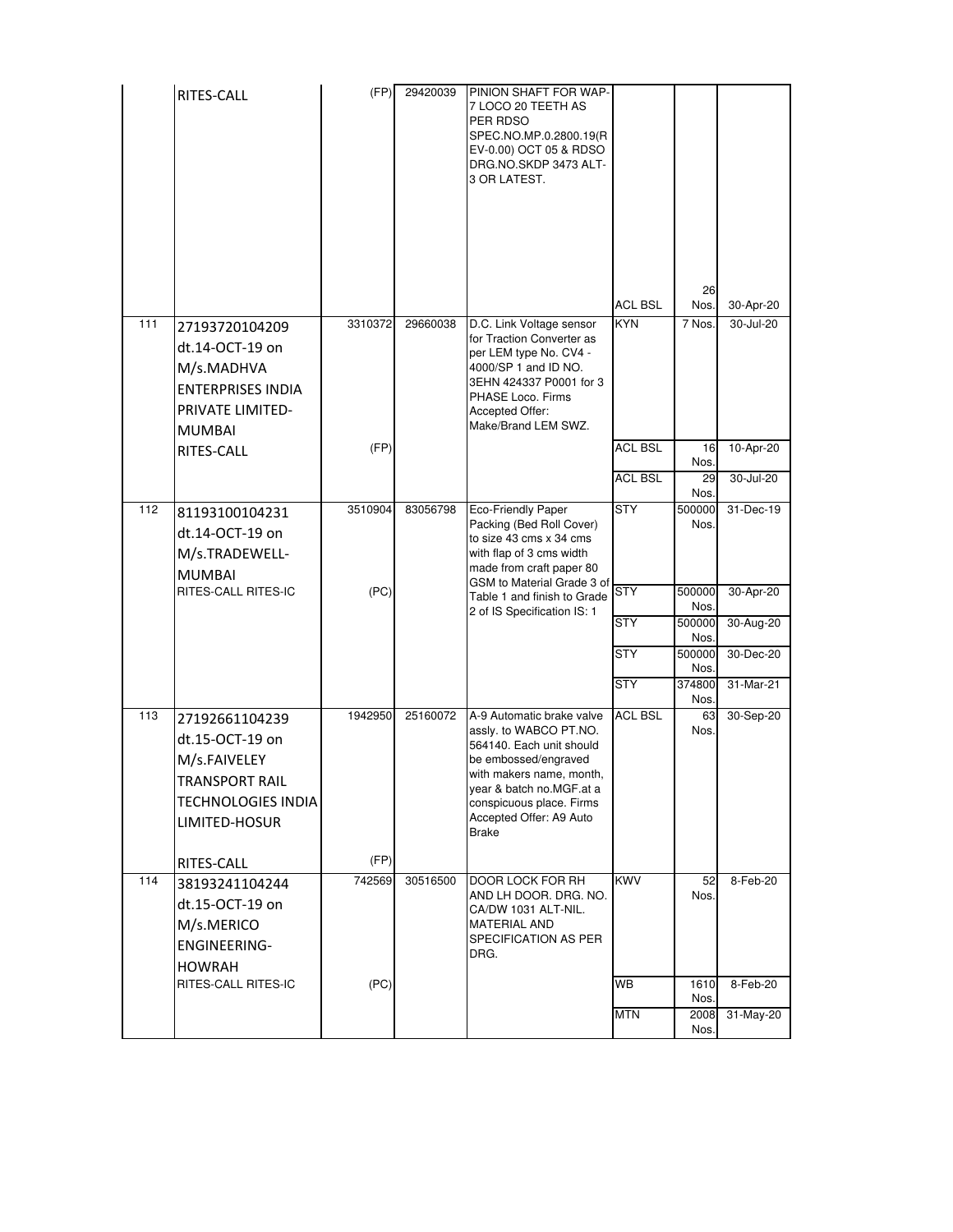| | | | | | | | |
|---|---|---|---|---|---|---|---|
| | RITES-CALL | (FP) | 29420039 | PINION SHAFT FOR WAP-7 LOCO 20 TEETH AS PER RDSO SPEC.NO.MP.0.2800.19(REV-0.00) OCT 05 & RDSO DRG.NO.SKDP 3473 ALT-3 OR LATEST. | ACL BSL | 26 Nos. | 30-Apr-20 |
| 111 | 27193720104209 dt.14-OCT-19 on M/s.MADHVA ENTERPRISES INDIA PRIVATE LIMITED-MUMBAI | 3310372 | 29660038 | D.C. Link Voltage sensor for Traction Converter as per LEM type No. CV4 - 4000/SP 1 and ID NO. 3EHN 424337 P0001 for 3 PHASE Loco. Firms Accepted Offer: Make/Brand LEM SWZ. | KYN | 7 Nos. | 30-Jul-20 |
| | RITES-CALL | (FP) | | | ACL BSL | 16 Nos. | 10-Apr-20 |
| | | | | | ACL BSL | 29 Nos. | 30-Jul-20 |
| 112 | 81193100104231 dt.14-OCT-19 on M/s.TRADEWELL-MUMBAI | 3510904 | 83056798 | Eco-Friendly Paper Packing (Bed Roll Cover) to size 43 cms x 34 cms with flap of 3 cms width made from craft paper 80 GSM to Material Grade 3 of Table 1 and finish to Grade 2 of IS Specification IS: 1 | STY | 500000 Nos. | 31-Dec-19 |
| | RITES-CALL RITES-IC | (PC) | | | STY | 500000 Nos. | 30-Apr-20 |
| | | | | | STY | 500000 Nos. | 30-Aug-20 |
| | | | | | STY | 500000 Nos. | 30-Dec-20 |
| | | | | | STY | 374800 Nos. | 31-Mar-21 |
| 113 | 27192661104239 dt.15-OCT-19 on M/s.FAIVELEY TRANSPORT RAIL TECHNOLOGIES INDIA LIMITED-HOSUR | 1942950 | 25160072 | A-9 Automatic brake valve assly. to WABCO PT.NO. 564140. Each unit should be embossed/engraved with makers name, month, year & batch no.MGF.at a conspicuous place. Firms Accepted Offer: A9 Auto Brake | ACL BSL | 63 Nos. | 30-Sep-20 |
| | RITES-CALL | (FP) | | | | | |
| 114 | 38193241104244 dt.15-OCT-19 on M/s.MERICO ENGINEERING-HOWRAH | 742569 | 30516500 | DOOR LOCK FOR RH AND LH DOOR. DRG. NO. CA/DW 1031 ALT-NIL. MATERIAL AND SPECIFICATION AS PER DRG. | KWV | 52 Nos. | 8-Feb-20 |
| | RITES-CALL RITES-IC | (PC) | | | WB | 1610 Nos. | 8-Feb-20 |
| | | | | | MTN | 2008 Nos. | 31-May-20 |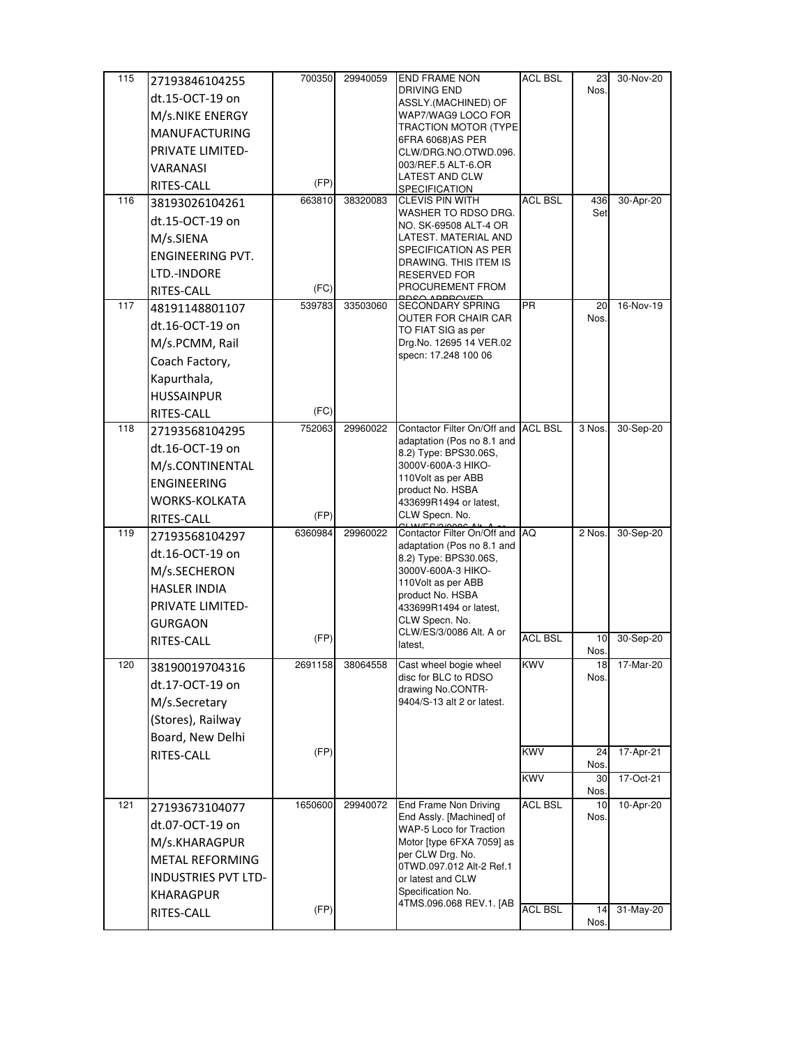| 115 | 27193846104255 dt.15-OCT-19 on M/s.NIKE ENERGY MANUFACTURING PRIVATE LIMITED-VARANASI RITES-CALL | 700350 (FP) | 29940059 | END FRAME NON DRIVING END ASSLY.(MACHINED) OF WAP7/WAG9 LOCO FOR TRACTION MOTOR (TYPE 6FRA 6068)AS PER CLW/DRG.NO.OTWD.096.003/REF.5 ALT-6.OR LATEST AND CLW SPECIFICATION | ACL BSL | 23 Nos. | 30-Nov-20 |
|---|---|---|---|---|---|---|---|
| 116 | 38193026104261 dt.15-OCT-19 on M/s.SIENA ENGINEERING PVT. LTD.-INDORE RITES-CALL | 663810 (FC) | 38320083 | CLEVIS PIN WITH WASHER TO RDSO DRG. NO. SK-69508 ALT-4 OR LATEST. MATERIAL AND SPECIFICATION AS PER DRAWING. THIS ITEM IS RESERVED FOR PROCUREMENT FROM RDSO APPROVED | ACL BSL | 436 Set | 30-Apr-20 |
| 117 | 48191148801107 dt.16-OCT-19 on M/s.PCMM, Rail Coach Factory, Kapurthala, HUSSAINPUR RITES-CALL | 539783 (FC) | 33503060 | SECONDARY SPRING OUTER FOR CHAIR CAR TO FIAT SIG as per Drg.No. 12695 14 VER.02 specn: 17.248 100 06 | PR | 20 Nos. | 16-Nov-19 |
| 118 | 27193568104295 dt.16-OCT-19 on M/s.CONTINENTAL ENGINEERING WORKS-KOLKATA RITES-CALL | 752063 (FP) | 29960022 | Contactor Filter On/Off and adaptation (Pos no 8.1 and 8.2) Type: BPS30.06S, 3000V-600A-3 HIKO-110Volt as per ABB product No. HSBA 433699R1494 or latest, CLW Specn. No. CLW/ES/3/0086 Alt. A or | ACL BSL | 3 Nos. | 30-Sep-20 |
| 119 | 27193568104297 dt.16-OCT-19 on M/s.SECHERON HASLER INDIA PRIVATE LIMITED-GURGAON RITES-CALL | 6360984 (FP) | 29960022 | Contactor Filter On/Off and adaptation (Pos no 8.1 and 8.2) Type: BPS30.06S, 3000V-600A-3 HIKO-110Volt as per ABB product No. HSBA 433699R1494 or latest, CLW Specn. No. CLW/ES/3/0086 Alt. A or latest, | AQ | 2 Nos. | 30-Sep-20 |
| | | | | | ACL BSL | 10 Nos. | 30-Sep-20 |
| 120 | 38190019704316 dt.17-OCT-19 on M/s.Secretary (Stores), Railway Board, New Delhi RITES-CALL | 2691158 (FP) | 38064558 | Cast wheel bogie wheel disc for BLC to RDSO drawing No.CONTR-9404/S-13 alt 2 or latest. | KWV | 18 Nos. | 17-Mar-20 |
| | | | | | KWV | 24 Nos. | 17-Apr-21 |
| | | | | | KWV | 30 Nos. | 17-Oct-21 |
| 121 | 27193673104077 dt.07-OCT-19 on M/s.KHARAGPUR METAL REFORMING INDUSTRIES PVT LTD-KHARAGPUR RITES-CALL | 1650600 (FP) | 29940072 | End Frame Non Driving End Assly. [Machined] of WAP-5 Loco for Traction Motor [type 6FXA 7059] as per CLW Drg. No. 0TWD.097.012 Alt-2 Ref.1 or latest and CLW Specification No. 4TMS.096.068 REV.1. [AB | ACL BSL | 10 Nos. | 10-Apr-20 |
| | | | | | ACL BSL | 14 Nos. | 31-May-20 |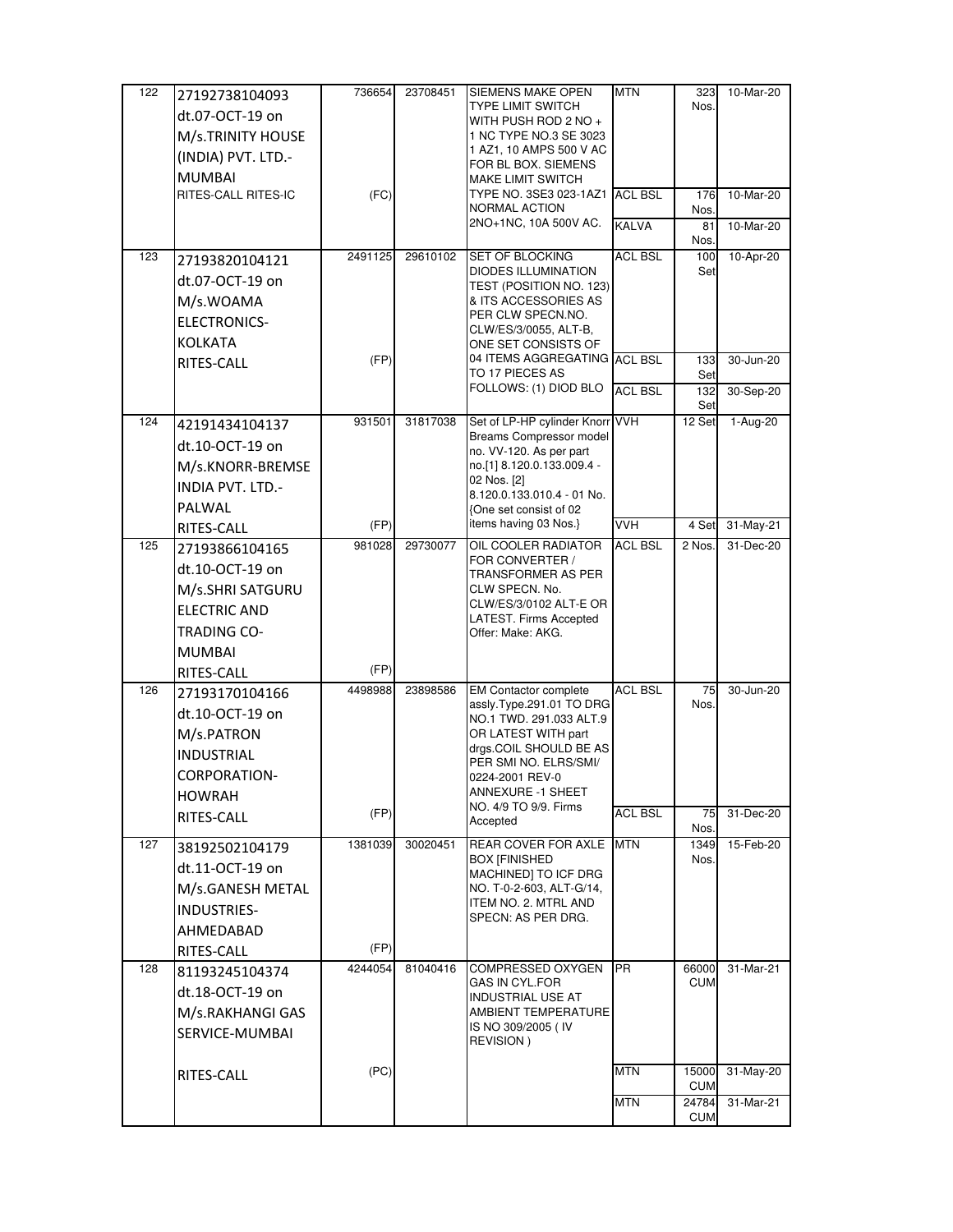| 122 | 27192738104093 dt.07-OCT-19 on M/s.TRINITY HOUSE (INDIA) PVT. LTD.-MUMBAI RITES-CALL RITES-IC | 736654 (FC) | 23708451 | SIEMENS MAKE OPEN TYPE LIMIT SWITCH WITH PUSH ROD 2 NO + 1 NC TYPE NO.3 SE 3023 1 AZ1, 10 AMPS 500 V AC FOR BL BOX. SIEMENS MAKE LIMIT SWITCH TYPE NO. 3SE3 023-1AZ1 NORMAL ACTION 2NO+1NC, 10A 500V AC. | MTN | 323 Nos. | 10-Mar-20 |
|---|---|---|---|---|---|---|---|
| | | | | | ACL BSL | 176 Nos. | 10-Mar-20 |
| | | | | | KALVA | 81 Nos. | 10-Mar-20 |
| 123 | 27193820104121 dt.07-OCT-19 on M/s.WOAMA ELECTRONICS-KOLKATA RITES-CALL | 2491125 (FP) | 29610102 | SET OF BLOCKING DIODES ILLUMINATION TEST (POSITION NO. 123) & ITS ACCESSORIES AS PER CLW SPECN.NO. CLW/ES/3/0055, ALT-B, ONE SET CONSISTS OF 04 ITEMS AGGREGATING TO 17 PIECES AS FOLLOWS: (1) DIOD BLO | ACL BSL | 100 Set | 10-Apr-20 |
| | | | | | ACL BSL | 133 Set | 30-Jun-20 |
| | | | | | ACL BSL | 132 Set | 30-Sep-20 |
| 124 | 42191434104137 dt.10-OCT-19 on M/s.KNORR-BREMSE INDIA PVT. LTD.-PALWAL RITES-CALL | 931501 (FP) | 31817038 | Set of LP-HP cylinder Knorr Breams Compressor model no. VV-120. As per part no.[1] 8.120.0.133.009.4 - 02 Nos. [2] 8.120.0.133.010.4 - 01 No. {One set consist of 02 items having 03 Nos.} | VVH | 12 Set | 1-Aug-20 |
| | | | | | VVH | 4 Set | 31-May-21 |
| 125 | 27193866104165 dt.10-OCT-19 on M/s.SHRI SATGURU ELECTRIC AND TRADING CO-MUMBAI RITES-CALL | 981028 (FP) | 29730077 | OIL COOLER RADIATOR FOR CONVERTER / TRANSFORMER AS PER CLW SPECN. No. CLW/ES/3/0102 ALT-E OR LATEST. Firms Accepted Offer: Make: AKG. | ACL BSL | 2 Nos. | 31-Dec-20 |
| 126 | 27193170104166 dt.10-OCT-19 on M/s.PATRON INDUSTRIAL CORPORATION-HOWRAH RITES-CALL | 4498988 (FP) | 23898586 | EM Contactor complete assly.Type.291.01 TO DRG NO.1 TWD. 291.033 ALT.9 OR LATEST WITH part drgs.COIL SHOULD BE AS PER SMI NO. ELRS/SMI/ 0224-2001 REV-0 ANNEXURE -1 SHEET NO. 4/9 TO 9/9. Firms Accepted | ACL BSL | 75 Nos. | 30-Jun-20 |
| | | | | | ACL BSL | 75 Nos. | 31-Dec-20 |
| 127 | 38192502104179 dt.11-OCT-19 on M/s.GANESH METAL INDUSTRIES-AHMEDABAD RITES-CALL | 1381039 (FP) | 30020451 | REAR COVER FOR AXLE BOX [FINISHED MACHINED] TO ICF DRG NO. T-0-2-603, ALT-G/14, ITEM NO. 2. MTRL AND SPECN: AS PER DRG. | MTN | 1349 Nos. | 15-Feb-20 |
| 128 | 81193245104374 dt.18-OCT-19 on M/s.RAKHANGI GAS SERVICE-MUMBAI RITES-CALL | 4244054 (PC) | 81040416 | COMPRESSED OXYGEN GAS IN CYL.FOR INDUSTRIAL USE AT AMBIENT TEMPERATURE IS NO 309/2005 ( IV REVISION ) | PR | 66000 CUM | 31-Mar-21 |
| | | | | | MTN | 15000 CUM | 31-May-20 |
| | | | | | MTN | 24784 CUM | 31-Mar-21 |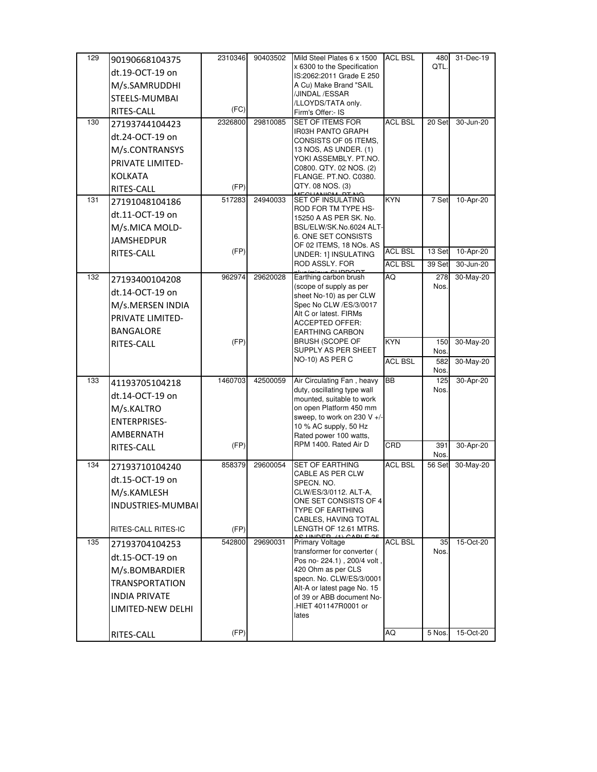| 129 | 90190668104375 dt.19-OCT-19 on M/s.SAMRUDDHI STEELS-MUMBAI RITES-CALL | 2310346 (FC) | 90403502 | Mild Steel Plates 6 x 1500 x 6300 to the Specification IS:2062:2011 Grade E 250 A Cu) Make Brand "SAIL /JINDAL /ESSAR /LLOYDS/TATA only. Firm's Offer:- IS | ACL BSL | 480 QTL. | 31-Dec-19 |
|---|---|---|---|---|---|---|---|
| 130 | 27193744104423 dt.24-OCT-19 on M/s.CONTRANSYS PRIVATE LIMITED-KOLKATA RITES-CALL | 2326800 (FP) | 29810085 | SET OF ITEMS FOR IR03H PANTO GRAPH CONSISTS OF 05 ITEMS, 13 NOS, AS UNDER. (1) YOKI ASSEMBLY. PT.NO. C0800. QTY. 02 NOS. (2) FLANGE. PT.NO. C0380. QTY. 08 NOS. (3) MECHANISM. PT.NO. | ACL BSL | 20 Set | 30-Jun-20 |
| 131 | 27191048104186 dt.11-OCT-19 on M/s.MICA MOLD-JAMSHEDPUR RITES-CALL | 517283 (FP) | 24940033 | SET OF INSULATING ROD FOR TM TYPE HS-15250 A AS PER SK. No. BSL/ELW/SK.No.6024 ALT-6. ONE SET CONSISTS OF 02 ITEMS, 18 NOs. AS UNDER: 1] INSULATING ROD ASSLY. FOR plus/minus SUPPORT | KYN | 7 Set | 10-Apr-20 |
| | | | | | ACL BSL | 13 Set | 10-Apr-20 |
| | | | | | ACL BSL | 39 Set | 30-Jun-20 |
| 132 | 27193400104208 dt.14-OCT-19 on M/s.MERSEN INDIA PRIVATE LIMITED-BANGALORE RITES-CALL | 962974 (FP) | 29620028 | Earthing carbon brush (scope of supply as per sheet No-10) as per CLW Spec No CLW /ES/3/0017 Alt C or latest. FIRMs ACCEPTED OFFER: EARTHING CARBON BRUSH (SCOPE OF SUPPLY AS PER SHEET NO-10) AS PER C | AQ | 278 Nos. | 30-May-20 |
| | | | | | KYN | 150 Nos. | 30-May-20 |
| | | | | | ACL BSL | 582 Nos. | 30-May-20 |
| 133 | 41193705104218 dt.14-OCT-19 on M/s.KALTRO ENTERPRISES-AMBERNATH RITES-CALL | 1460703 (FP) | 42500059 | Air Circulating Fan , heavy duty, oscillating type wall mounted, suitable to work on open Platform 450 mm sweep, to work on 230 V +/- 10 % AC supply, 50 Hz Rated power 100 watts, RPM 1400. Rated Air D | BB | 125 Nos. | 30-Apr-20 |
| | | | | | CRD | 391 Nos. | 30-Apr-20 |
| 134 | 27193710104240 dt.15-OCT-19 on M/s.KAMLESH INDUSTRIES-MUMBAI RITES-CALL RITES-IC | 858379 (FP) | 29600054 | SET OF EARTHING CABLE AS PER CLW SPECN. NO. CLW/ES/3/0112. ALT-A, ONE SET CONSISTS OF 4 TYPE OF EARTHING CABLES, HAVING TOTAL LENGTH OF 12.61 MTRS. AS UNDER (1) CABLE 25 | ACL BSL | 56 Set | 30-May-20 |
| 135 | 27193704104253 dt.15-OCT-19 on M/s.BOMBARDIER TRANSPORTATION INDIA PRIVATE LIMITED-NEW DELHI RITES-CALL | 542800 (FP) | 29690031 | Primary Voltage transformer for converter ( Pos no- 224.1) , 200/4 volt , 420 Ohm as per CLS specn. No. CLW/ES/3/0001 Alt-A or latest page No. 15 of 39 or ABB document No-.HIET 401147R0001 or lates | ACL BSL | 35 Nos. | 15-Oct-20 |
| | | | | | AQ | 5 Nos. | 15-Oct-20 |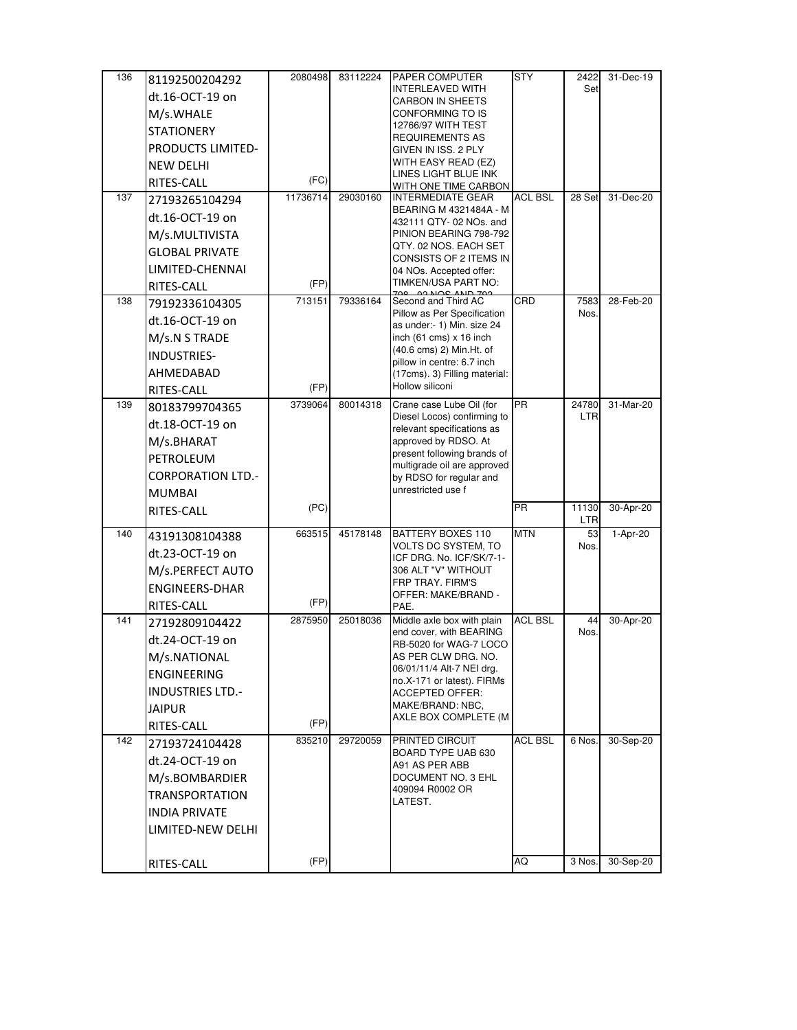| | | | | | | | |
|---|---|---|---|---|---|---|---|
| 136 | 81192500204292 dt.16-OCT-19 on M/s.WHALE STATIONERY PRODUCTS LIMITED-NEW DELHI RITES-CALL | 2080498 (FC) | 83112224 | PAPER COMPUTER INTERLEAVED WITH CARBON IN SHEETS CONFORMING TO IS 12766/97 WITH TEST REQUIREMENTS AS GIVEN IN ISS. 2 PLY WITH EASY READ (EZ) LINES LIGHT BLUE INK WITH ONE TIME CARBON | STY | 2422 Set | 31-Dec-19 |
| 137 | 27193265104294 dt.16-OCT-19 on M/s.MULTIVISTA GLOBAL PRIVATE LIMITED-CHENNAI RITES-CALL | 11736714 (FP) | 29030160 | INTERMEDIATE GEAR BEARING M 4321484A - M 432111 QTY- 02 NOs. and PINION BEARING 798-792 QTY. 02 NOS. EACH SET CONSISTS OF 2 ITEMS IN 04 NOs. Accepted offer: TIMKEN/USA PART NO: 798 - 02 NOS AND 792 | ACL BSL | 28 Set | 31-Dec-20 |
| 138 | 79192336104305 dt.16-OCT-19 on M/s.N S TRADE INDUSTRIES-AHMEDABAD RITES-CALL | 713151 (FP) | 79336164 | Second and Third AC Pillow as Per Specification as under:- 1) Min. size 24 inch (61 cms) x 16 inch (40.6 cms) 2) Min.Ht. of pillow in centre: 6.7 inch (17cms). 3) Filling material: Hollow siliconi | CRD | 7583 Nos. | 28-Feb-20 |
| 139 | 80183799704365 dt.18-OCT-19 on M/s.BHARAT PETROLEUM CORPORATION LTD.-MUMBAI RITES-CALL | 3739064 (PC) | 80014318 | Crane case Lube Oil (for Diesel Locos) confirming to relevant specifications as approved by RDSO. At present following brands of multigrade oil are approved by RDSO for regular and unrestricted use f | PR | 24780 LTR | 31-Mar-20 |
| | | | | | PR | 11130 LTR | 30-Apr-20 |
| 140 | 43191308104388 dt.23-OCT-19 on M/s.PERFECT AUTO ENGINEERS-DHAR RITES-CALL | 663515 (FP) | 45178148 | BATTERY BOXES 110 VOLTS DC SYSTEM, TO ICF DRG. No. ICF/SK/7-1-306 ALT "V" WITHOUT FRP TRAY. FIRM'S OFFER: MAKE/BRAND - PAE. | MTN | 53 Nos. | 1-Apr-20 |
| 141 | 27192809104422 dt.24-OCT-19 on M/s.NATIONAL ENGINEERING INDUSTRIES LTD.-JAIPUR RITES-CALL | 2875950 (FP) | 25018036 | Middle axle box with plain end cover, with BEARING RB-5020 for WAG-7 LOCO AS PER CLW DRG. NO. 06/01/11/4 Alt-7 NEI drg. no.X-171 or latest). FIRMs ACCEPTED OFFER: MAKE/BRAND: NBC, AXLE BOX COMPLETE (M | ACL BSL | 44 Nos. | 30-Apr-20 |
| 142 | 27193724104428 dt.24-OCT-19 on M/s.BOMBARDIER TRANSPORTATION INDIA PRIVATE LIMITED-NEW DELHI RITES-CALL | 835210 (FP) | 29720059 | PRINTED CIRCUIT BOARD TYPE UAB 630 A91 AS PER ABB DOCUMENT NO. 3 EHL 409094 R0002 OR LATEST. | ACL BSL | 6 Nos. | 30-Sep-20 |
| | | | | | AQ | 3 Nos. | 30-Sep-20 |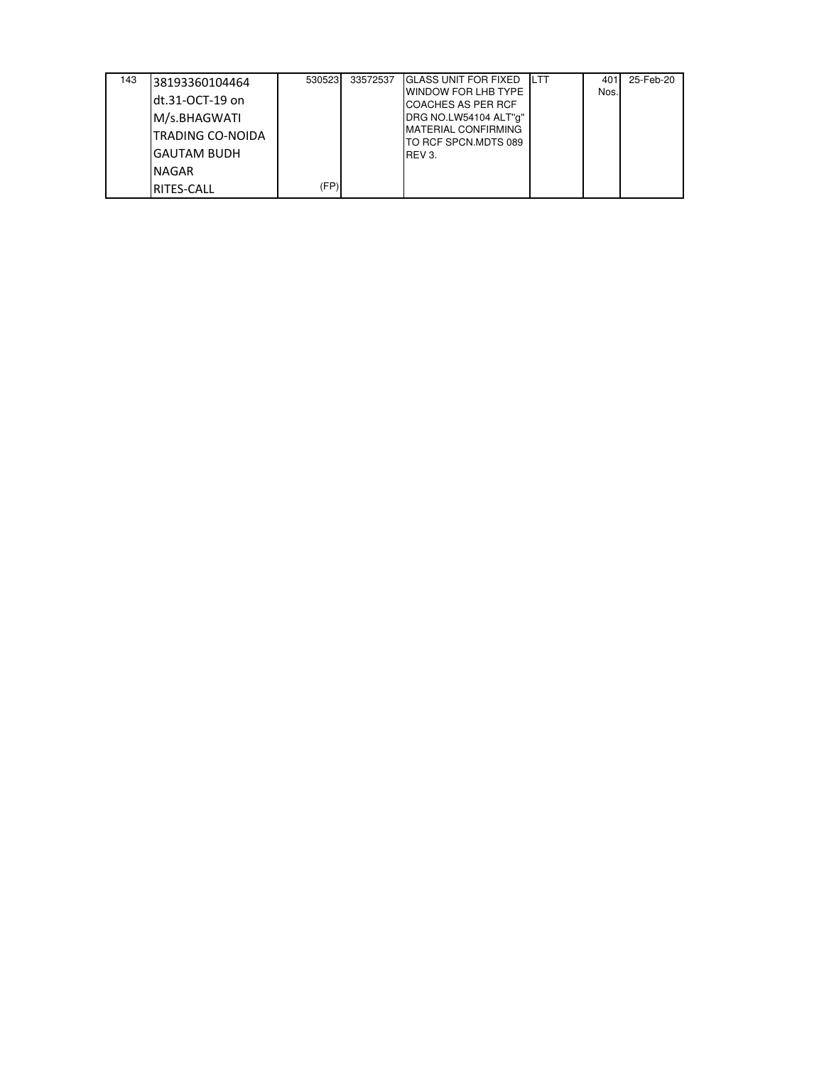| | | | | | | | |
|---|---|---|---|---|---|---|---|
| 143 | 38193360104464 dt.31-OCT-19 on M/s.BHAGWATI TRADING CO-NOIDA GAUTAM BUDH NAGAR RITES-CALL | 530523 (FP) | 33572537 | GLASS UNIT FOR FIXED WINDOW FOR LHB TYPE COACHES AS PER RCF DRG NO.LW54104 ALT"g" MATERIAL CONFIRMING TO RCF SPCN.MDTS 089 REV 3. | LTT | 401 Nos. | 25-Feb-20 |